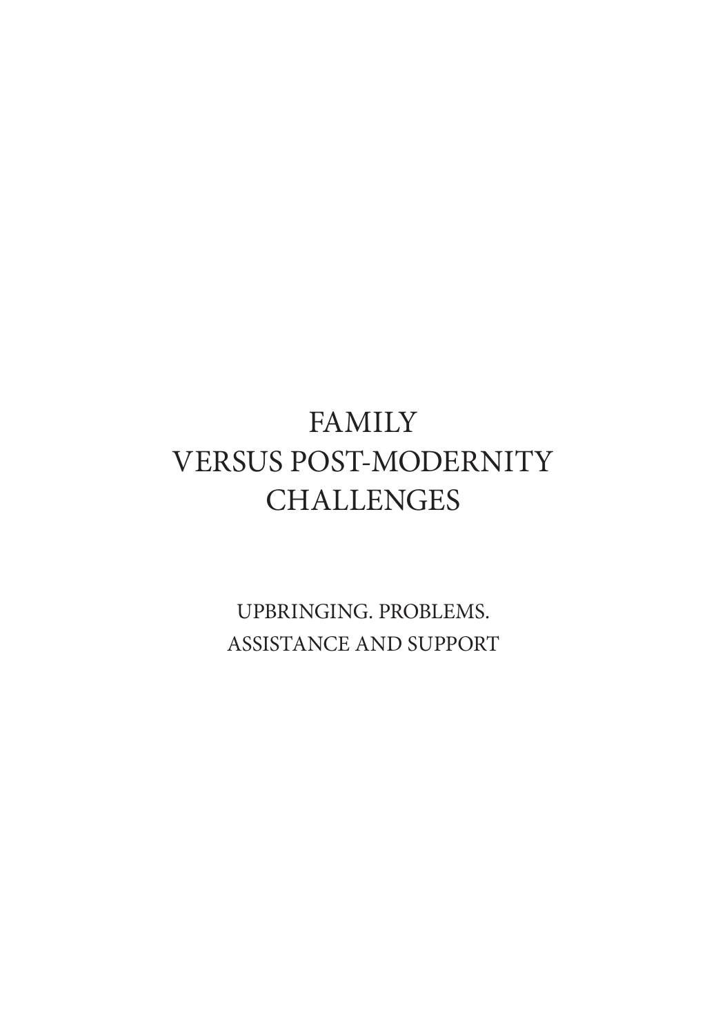# FAMILY VERSUS POST-MODERNITY CHALLENGES

## UPBRINGING. PROBLEMS. ASSISTANCE AND SUPPORT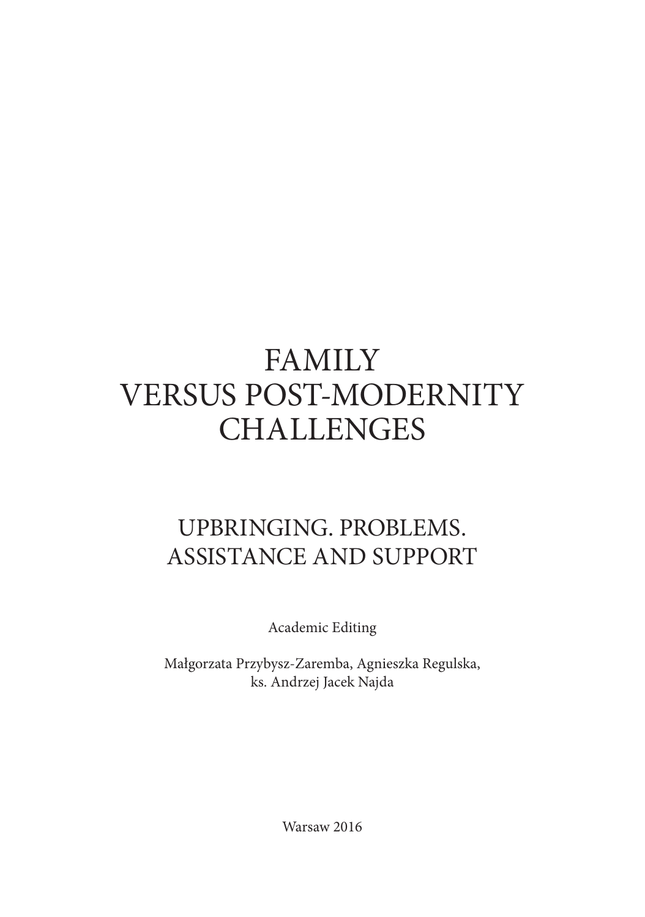# FAMILY VERSUS POST-MODERNITY CHALLENGES

## UPBRINGING. PROBLEMS. ASSISTANCE AND SUPPORT

Academic Editing

Małgorzata Przybysz-Zaremba, Agnieszka Regulska, ks. Andrzej Jacek Najda

Warsaw 2016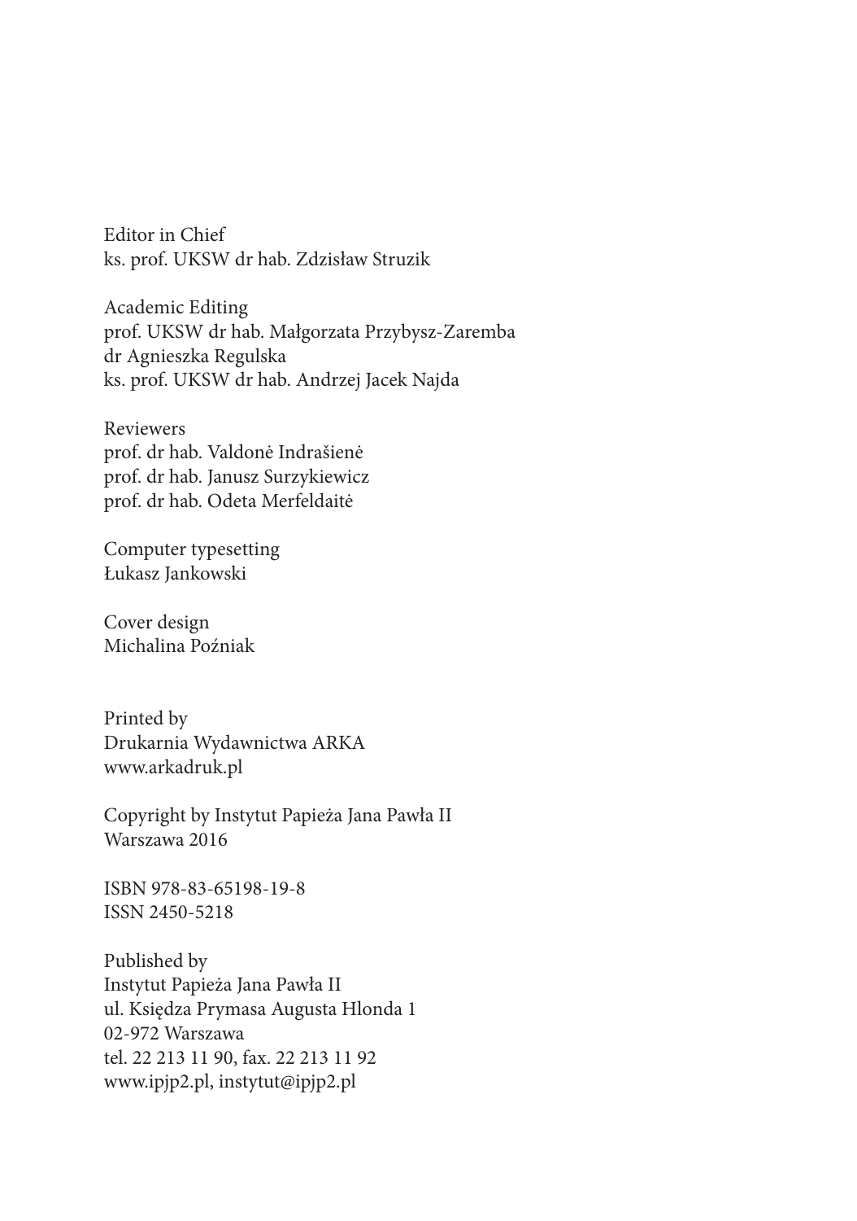Editor in Chief
ks. prof. UKSW dr hab. Zdzisław Struzik

Academic Editing
prof. UKSW dr hab. Małgorzata Przybysz-Zaremba
dr Agnieszka Regulska
ks. prof. UKSW dr hab. Andrzej Jacek Najda

Reviewers
prof. dr hab. Valdonė Indrašienė
prof. dr hab. Janusz Surzykiewicz
prof. dr hab. Odeta Merfeldaitė

Computer typesetting
Łukasz Jankowski

Cover design
Michalina Poźniak

Printed by
Drukarnia Wydawnictwa ARKA
www.arkadruk.pl

Copyright by Instytut Papieża Jana Pawła II
Warszawa 2016

ISBN 978-83-65198-19-8
ISSN 2450-5218

Published by
Instytut Papieża Jana Pawła II
ul. Księdza Prymasa Augusta Hlonda 1
02-972 Warszawa
tel. 22 213 11 90, fax. 22 213 11 92
www.ipjp2.pl, instytut@ipjp2.pl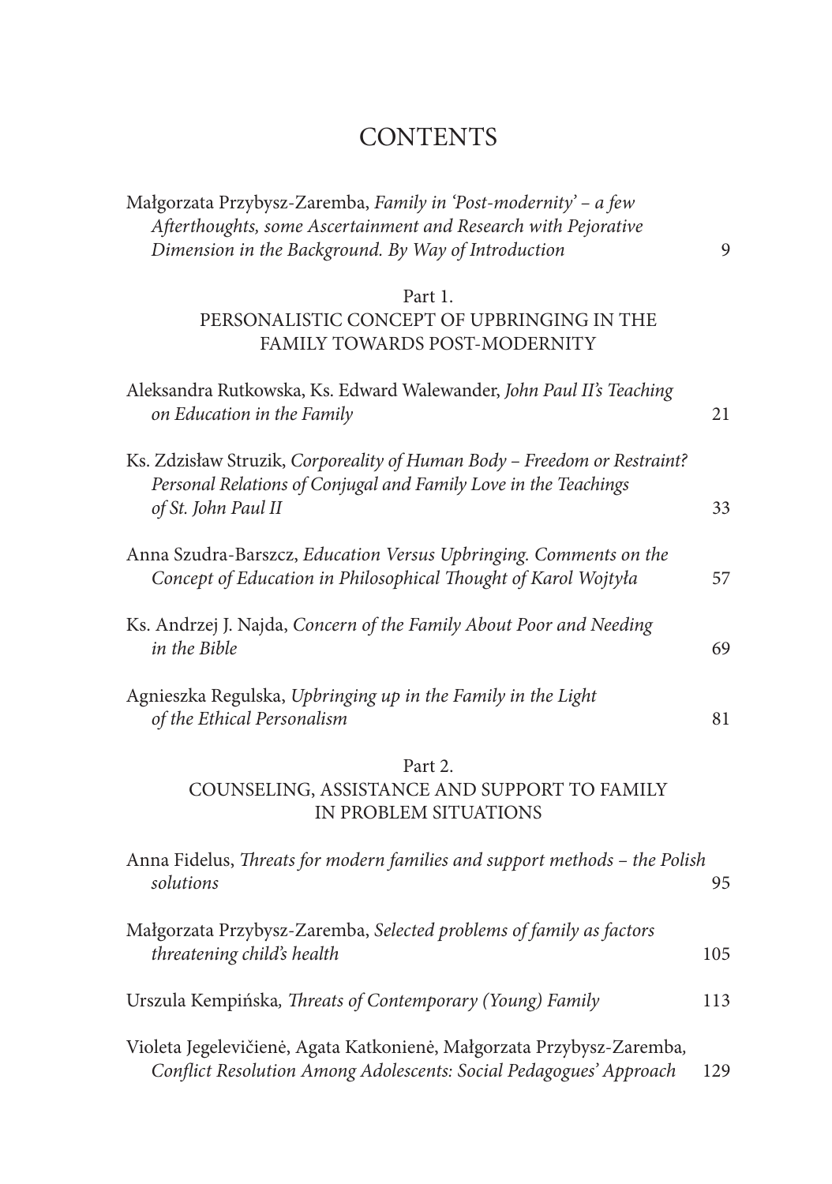# CONTENTS

Małgorzata Przybysz-Zaremba, *Family in 'Post-modernity' – a few Afterthoughts, some Ascertainment and Research with Pejorative Dimension in the Background. By Way of Introduction* 9

## Part 1.
## PERSONALISTIC CONCEPT OF UPBRINGING IN THE FAMILY TOWARDS POST-MODERNITY

Aleksandra Rutkowska, Ks. Edward Walewander, *John Paul II's Teaching on Education in the Family* 21

Ks. Zdzisław Struzik, *Corporeality of Human Body – Freedom or Restraint? Personal Relations of Conjugal and Family Love in the Teachings of St. John Paul II* 33

Anna Szudra-Barszcz, *Education Versus Upbringing. Comments on the Concept of Education in Philosophical Thought of Karol Wojtyła* 57

Ks. Andrzej J. Najda, *Concern of the Family About Poor and Needing in the Bible* 69

Agnieszka Regulska, *Upbringing up in the Family in the Light of the Ethical Personalism* 81

## Part 2.
## COUNSELING, ASSISTANCE AND SUPPORT TO FAMILY IN PROBLEM SITUATIONS

Anna Fidelus, *Threats for modern families and support methods – the Polish solutions* 95

Małgorzata Przybysz-Zaremba, *Selected problems of family as factors threatening child's health* 105

Urszula Kempińska, *Threats of Contemporary (Young) Family* 113

Violeta Jegelevičienė, Agata Katkonienė, Małgorzata Przybysz-Zaremba, *Conflict Resolution Among Adolescents: Social Pedagogues' Approach* 129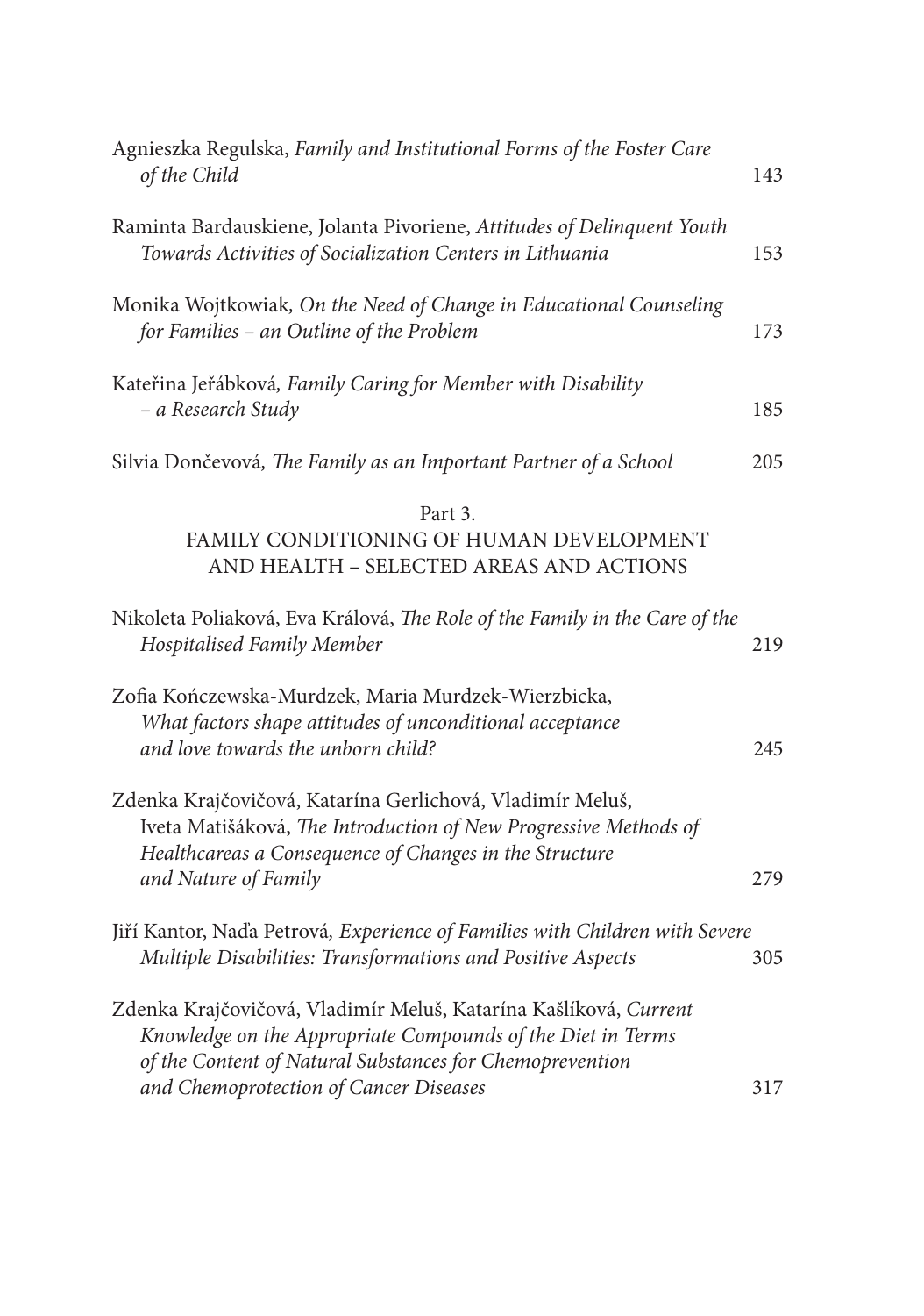Agnieszka Regulska, *Family and Institutional Forms of the Foster Care of the Child* 143

Raminta Bardauskiene, Jolanta Pivoriene, *Attitudes of Delinquent Youth Towards Activities of Socialization Centers in Lithuania* 153

Monika Wojtkowiak*, On the Need of Change in Educational Counseling for Families – an Outline of the Problem* 173

Kateřina Jeřábková*, Family Caring for Member with Disability – a Research Study* 185

Silvia Dončevová*, The Family as an Important Partner of a School* 205

## Part 3.
## FAMILY CONDITIONING OF HUMAN DEVELOPMENT AND HEALTH – SELECTED AREAS AND ACTIONS

Nikoleta Poliaková, Eva Králová, *The Role of the Family in the Care of the Hospitalised Family Member* 219

Zofia Kończewska-Murdzek, Maria Murdzek-Wierzbicka, *What factors shape attitudes of unconditional acceptance and love towards the unborn child?* 245

Zdenka Krajčovičová, Katarína Gerlichová, Vladimír Meluš, Iveta Matišáková, *The Introduction of New Progressive Methods of Healthcareas a Consequence of Changes in the Structure and Nature of Family* 279

Jiří Kantor, Naďa Petrová*, Experience of Families with Children with Severe Multiple Disabilities: Transformations and Positive Aspects* 305

Zdenka Krajčovičová, Vladimír Meluš, Katarína Kašlíková, *Current Knowledge on the Appropriate Compounds of the Diet in Terms of the Content of Natural Substances for Chemoprevention and Chemoprotection of Cancer Diseases* 317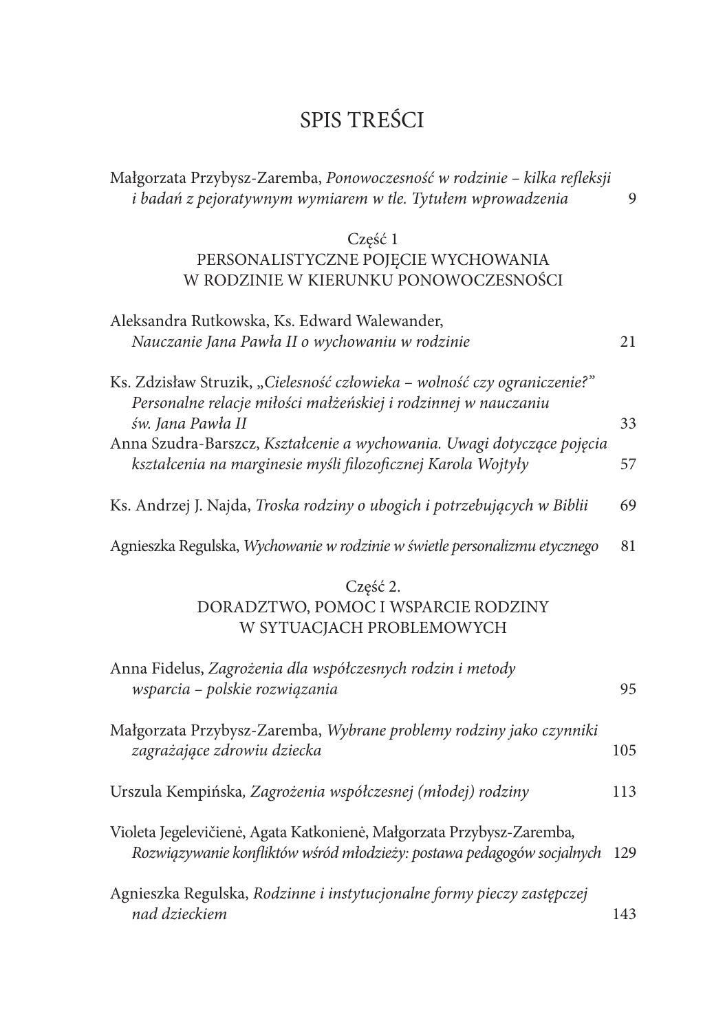# SPIS TREŚCI

Małgorzata Przybysz-Zaremba, *Ponowoczesność w rodzinie – kilka refleksji i badań z pejoratywnym wymiarem w tle. Tytułem wprowadzenia* 9

## Część 1
## PERSONALISTYCZNE POJĘCIE WYCHOWANIA W RODZINIE W KIERUNKU PONOWOCZESNOŚCI

Aleksandra Rutkowska, Ks. Edward Walewander, *Nauczanie Jana Pawła II o wychowaniu w rodzinie* 21

Ks. Zdzisław Struzik, „*Cielesność człowieka – wolność czy ograniczenie?" Personalne relacje miłości małżeńskiej i rodzinnej w nauczaniu św. Jana Pawła II* 33

Anna Szudra-Barszcz, *Kształcenie a wychowania. Uwagi dotyczące pojęcia kształcenia na marginesie myśli filozoficznej Karola Wojtyły* 57

Ks. Andrzej J. Najda, *Troska rodziny o ubogich i potrzebujących w Biblii* 69

Agnieszka Regulska, *Wychowanie w rodzinie w świetle personalizmu etycznego* 81

## Część 2.
## DORADZTWO, POMOC I WSPARCIE RODZINY W SYTUACJACH PROBLEMOWYCH

Anna Fidelus, *Zagrożenia dla współczesnych rodzin i metody wsparcia – polskie rozwiązania* 95

Małgorzata Przybysz-Zaremba, *Wybrane problemy rodziny jako czynniki zagrażające zdrowiu dziecka* 105

Urszula Kempińska*, Zagrożenia współczesnej (młodej) rodziny* 113

Violeta Jegelevičienė, Agata Katkonienė, Małgorzata Przybysz-Zaremba*, Rozwiązywanie konfliktów wśród młodzieży: postawa pedagogów socjalnych* 129

Agnieszka Regulska, *Rodzinne i instytucjonalne formy pieczy zastępczej nad dzieckiem* 143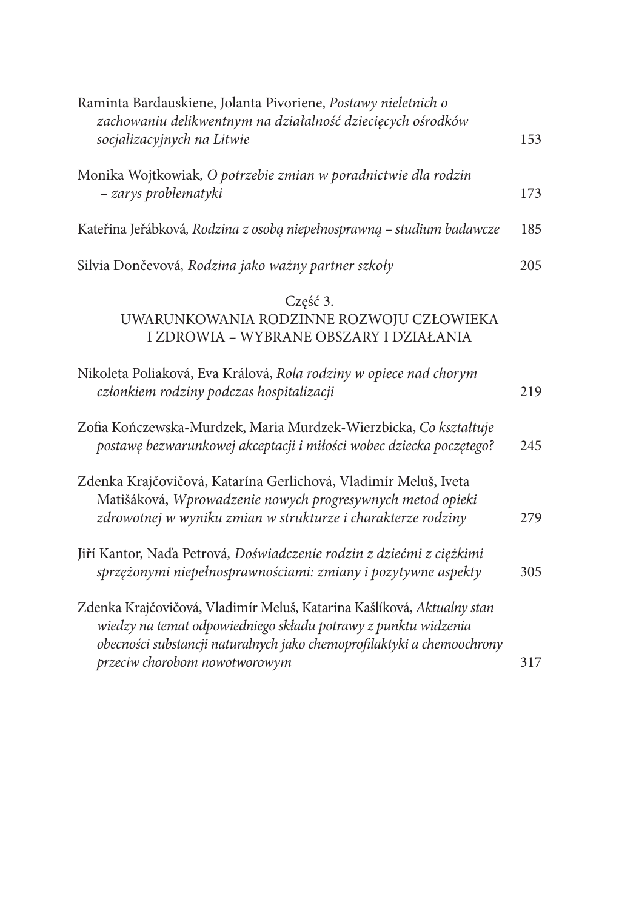Raminta Bardauskiene, Jolanta Pivoriene, *Postawy nieletnich o zachowaniu delikwentnym na działalność dziecięcych ośrodków socjalizacyjnych na Litwie* 153

Monika Wojtkowiak, *O potrzebie zmian w poradnictwie dla rodzin – zarys problematyki* 173

Kateřina Jeřábková, *Rodzina z osobą niepełnosprawną – studium badawcze* 185

Silvia Dončevová, *Rodzina jako ważny partner szkoły* 205

## Część 3. UWARUNKOWANIA RODZINNE ROZWOJU CZŁOWIEKA I ZDROWIA – WYBRANE OBSZARY I DZIAŁANIA

Nikoleta Poliaková, Eva Králová, *Rola rodziny w opiece nad chorym członkiem rodziny podczas hospitalizacji* 219

Zofia Kończewska-Murdzek, Maria Murdzek-Wierzbicka, *Co kształtuje postawę bezwarunkowej akceptacji i miłości wobec dziecka poczętego?* 245

Zdenka Krajčovičová, Katarína Gerlichová, Vladimír Meluš, Iveta Matišáková, *Wprowadzenie nowych progresywnych metod opieki zdrowotnej w wyniku zmian w strukturze i charakterze rodziny* 279

Jiří Kantor, Naďa Petrová, *Doświadczenie rodzin z dziećmi z ciężkimi sprzężonymi niepełnosprawnościami: zmiany i pozytywne aspekty* 305

Zdenka Krajčovičová, Vladimír Meluš, Katarína Kašlíková, *Aktualny stan wiedzy na temat odpowiedniego składu potrawy z punktu widzenia obecności substancji naturalnych jako chemoprofilaktyki a chemoochrony przeciw chorobom nowotworowym* 317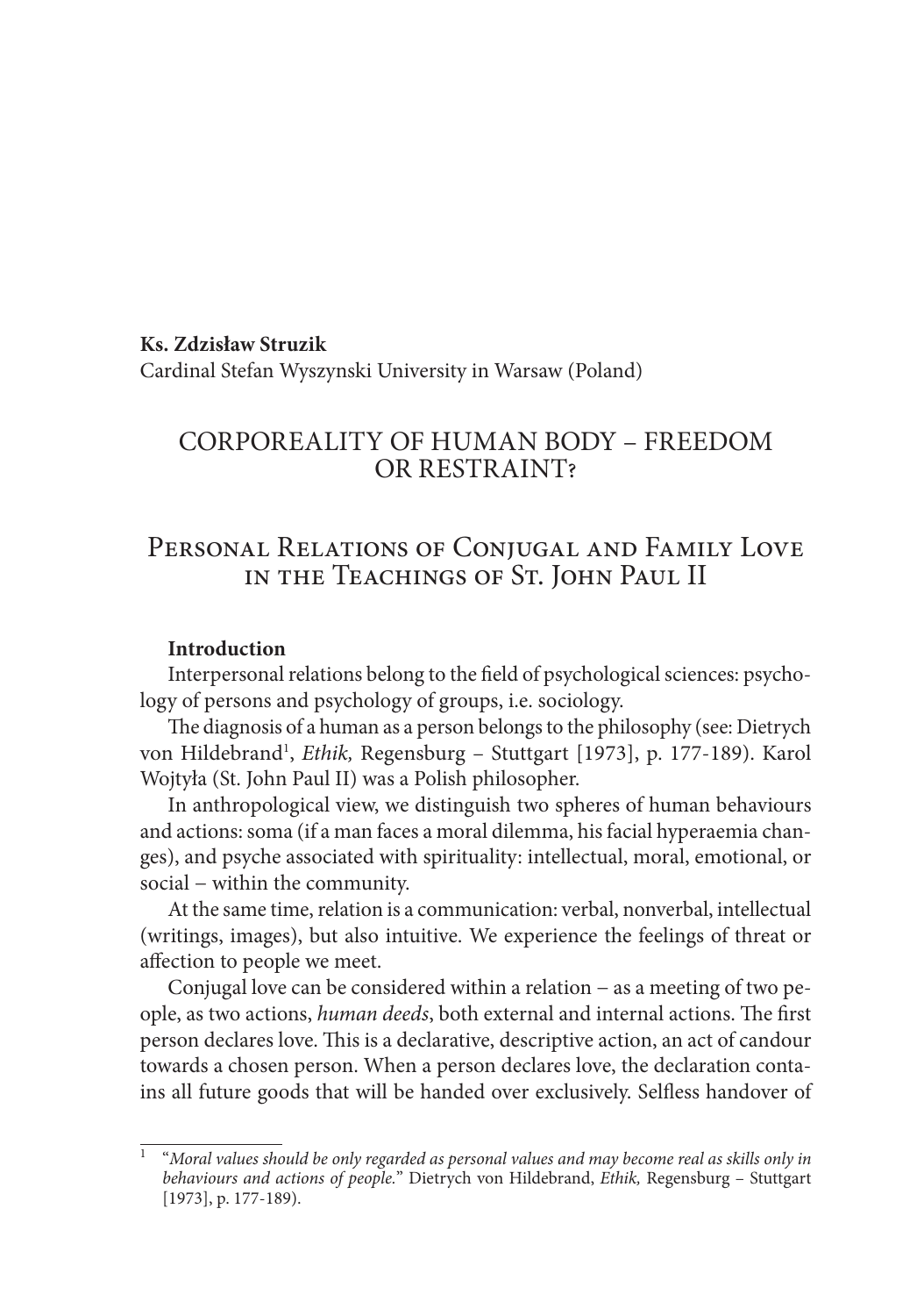**Ks. Zdzisław Struzik**
Cardinal Stefan Wyszynski University in Warsaw (Poland)

# CORPOREALITY OF HUMAN BODY – FREEDOM OR RESTRAINT?

## Personal Relations of Conjugal and Family Love in the Teachings of St. John Paul II

### Introduction

Interpersonal relations belong to the field of psychological sciences: psychology of persons and psychology of groups, i.e. sociology.

The diagnosis of a human as a person belongs to the philosophy (see: Dietrych von Hildebrand[1], *Ethik,* Regensburg – Stuttgart [1973], p. 177-189). Karol Wojtyła (St. John Paul II) was a Polish philosopher.

In anthropological view, we distinguish two spheres of human behaviours and actions: soma (if a man faces a moral dilemma, his facial hyperaemia changes), and psyche associated with spirituality: intellectual, moral, emotional, or social – within the community.

At the same time, relation is a communication: verbal, nonverbal, intellectual (writings, images), but also intuitive. We experience the feelings of threat or affection to people we meet.

Conjugal love can be considered within a relation – as a meeting of two people, as two actions, *human deeds*, both external and internal actions. The first person declares love. This is a declarative, descriptive action, an act of candour towards a chosen person. When a person declares love, the declaration contains all future goods that will be handed over exclusively. Selfless handover of

---

[1] "*Moral values should be only regarded as personal values and may become real as skills only in behaviours and actions of people.*" Dietrych von Hildebrand, *Ethik,* Regensburg – Stuttgart [1973], p. 177-189).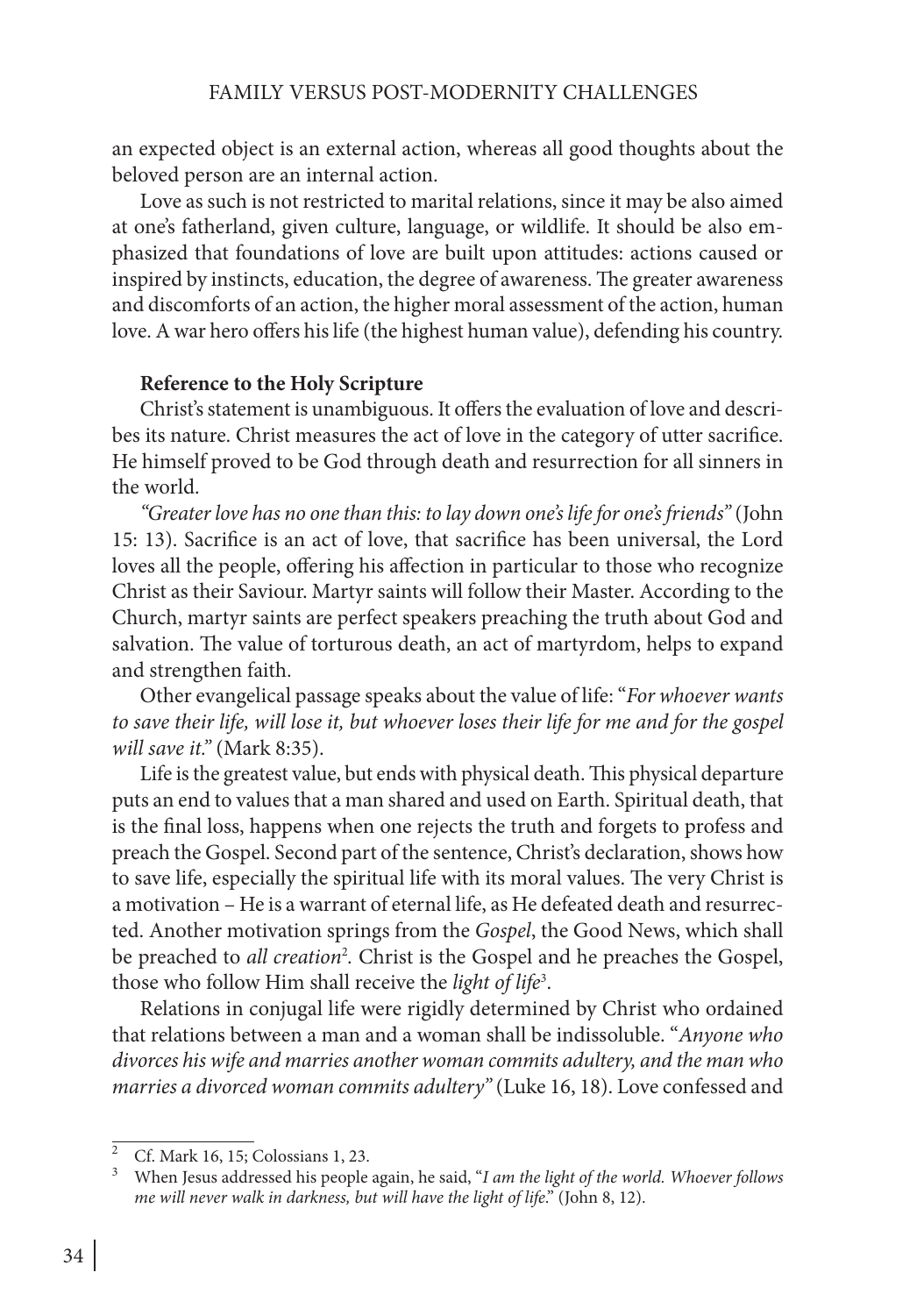an expected object is an external action, whereas all good thoughts about the beloved person are an internal action.

Love as such is not restricted to marital relations, since it may be also aimed at one's fatherland, given culture, language, or wildlife. It should be also emphasized that foundations of love are built upon attitudes: actions caused or inspired by instincts, education, the degree of awareness. The greater awareness and discomforts of an action, the higher moral assessment of the action, human love. A war hero offers his life (the highest human value), defending his country.

**Reference to the Holy Scripture**

Christ's statement is unambiguous. It offers the evaluation of love and describes its nature. Christ measures the act of love in the category of utter sacrifice. He himself proved to be God through death and resurrection for all sinners in the world.

*"Greater love has no one than this: to lay down one's life for one's friends"* (John 15: 13). Sacrifice is an act of love, that sacrifice has been universal, the Lord loves all the people, offering his affection in particular to those who recognize Christ as their Saviour. Martyr saints will follow their Master. According to the Church, martyr saints are perfect speakers preaching the truth about God and salvation. The value of torturous death, an act of martyrdom, helps to expand and strengthen faith.

Other evangelical passage speaks about the value of life: "*For whoever wants to save their life, will lose it, but whoever loses their life for me and for the gospel will save it.*" (Mark 8:35).

Life is the greatest value, but ends with physical death. This physical departure puts an end to values that a man shared and used on Earth. Spiritual death, that is the final loss, happens when one rejects the truth and forgets to profess and preach the Gospel. Second part of the sentence, Christ's declaration, shows how to save life, especially the spiritual life with its moral values. The very Christ is a motivation – He is a warrant of eternal life, as He defeated death and resurrected. Another motivation springs from the *Gospel*, the Good News, which shall be preached to *all creation*[2]. Christ is the Gospel and he preaches the Gospel, those who follow Him shall receive the *light of life*[3].

Relations in conjugal life were rigidly determined by Christ who ordained that relations between a man and a woman shall be indissoluble. "*Anyone who divorces his wife and marries another woman commits adultery, and the man who marries a divorced woman commits adultery*" (Luke 16, 18). Love confessed and

---

[2] Cf. Mark 16, 15; Colossians 1, 23.

[3] When Jesus addressed his people again, he said, "*I am the light of the world. Whoever follows me will never walk in darkness, but will have the light of life.*" (John 8, 12).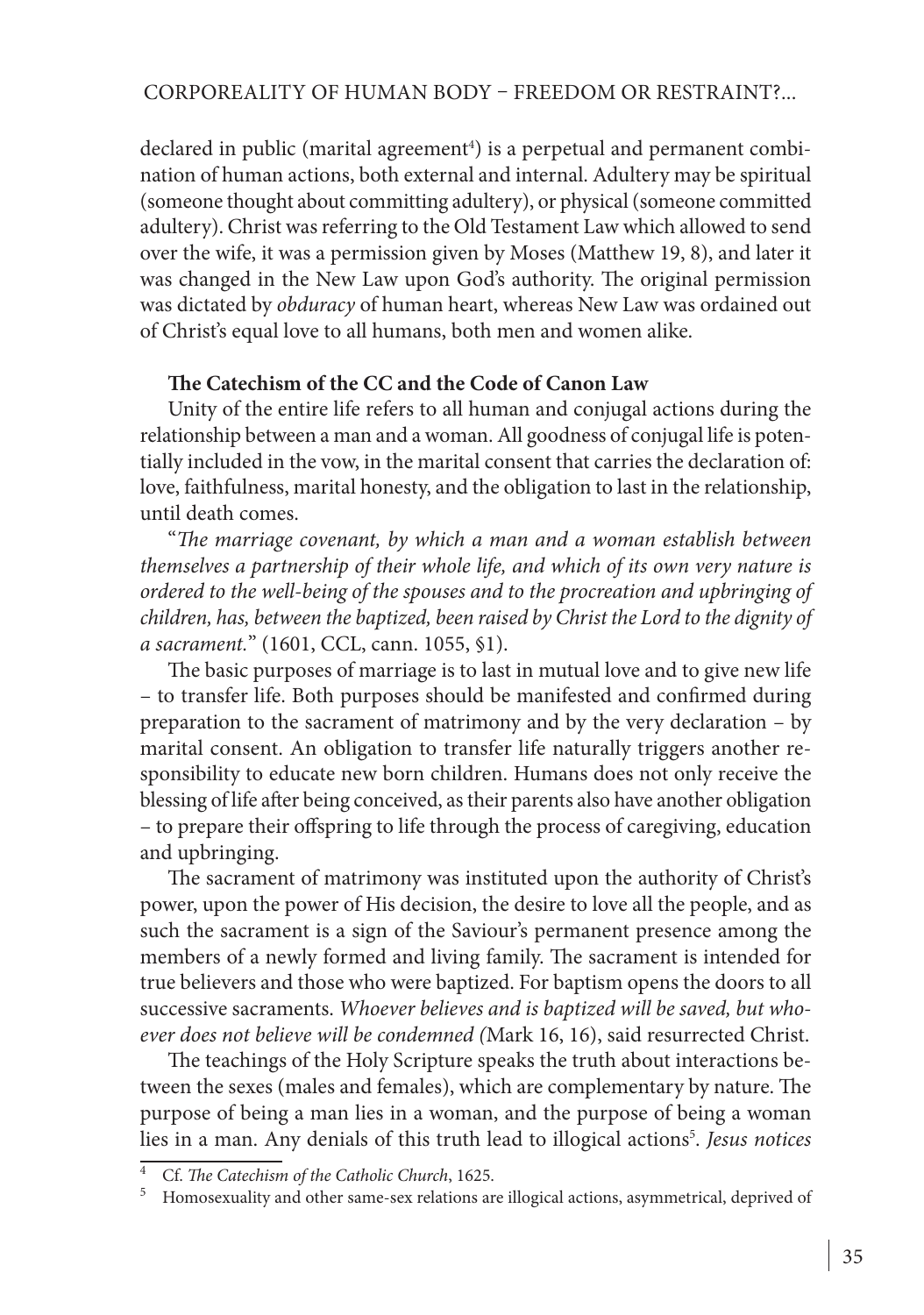declared in public (marital agreement[4]) is a perpetual and permanent combination of human actions, both external and internal. Adultery may be spiritual (someone thought about committing adultery), or physical (someone committed adultery). Christ was referring to the Old Testament Law which allowed to send over the wife, it was a permission given by Moses (Matthew 19, 8), and later it was changed in the New Law upon God's authority. The original permission was dictated by *obduracy* of human heart, whereas New Law was ordained out of Christ's equal love to all humans, both men and women alike.

**The Catechism of the CC and the Code of Canon Law**

Unity of the entire life refers to all human and conjugal actions during the relationship between a man and a woman. All goodness of conjugal life is potentially included in the vow, in the marital consent that carries the declaration of: love, faithfulness, marital honesty, and the obligation to last in the relationship, until death comes.

"*The marriage covenant, by which a man and a woman establish between themselves a partnership of their whole life, and which of its own very nature is ordered to the well-being of the spouses and to the procreation and upbringing of children, has, between the baptized, been raised by Christ the Lord to the dignity of a sacrament.*" (1601, CCL, cann. 1055, §1).

The basic purposes of marriage is to last in mutual love and to give new life – to transfer life. Both purposes should be manifested and confirmed during preparation to the sacrament of matrimony and by the very declaration – by marital consent. An obligation to transfer life naturally triggers another responsibility to educate new born children. Humans does not only receive the blessing of life after being conceived, as their parents also have another obligation – to prepare their offspring to life through the process of caregiving, education and upbringing.

The sacrament of matrimony was instituted upon the authority of Christ's power, upon the power of His decision, the desire to love all the people, and as such the sacrament is a sign of the Saviour's permanent presence among the members of a newly formed and living family. The sacrament is intended for true believers and those who were baptized. For baptism opens the doors to all successive sacraments. *Whoever believes and is baptized will be saved, but whoever does not believe will be condemned (*Mark 16, 16), said resurrected Christ.

The teachings of the Holy Scripture speaks the truth about interactions between the sexes (males and females), which are complementary by nature. The purpose of being a man lies in a woman, and the purpose of being a woman lies in a man. Any denials of this truth lead to illogical actions[5]. *Jesus notices*

[4] Cf. *The Catechism of the Catholic Church*, 1625.

[5] Homosexuality and other same-sex relations are illogical actions, asymmetrical, deprived of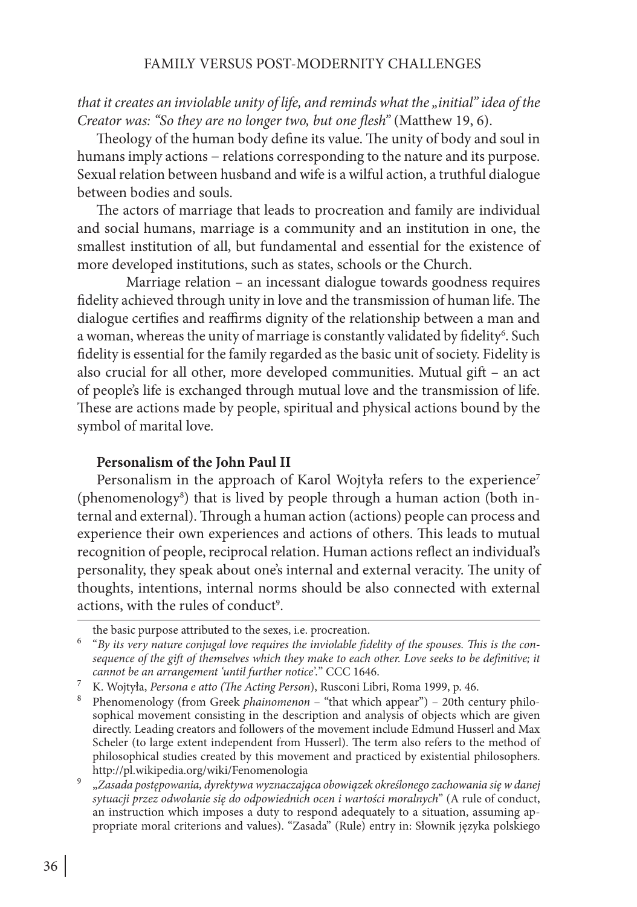*that it creates an inviolable unity of life, and reminds what the „initial" idea of the Creator was: "So they are no longer two, but one flesh"* (Matthew 19, 6).

Theology of the human body define its value. The unity of body and soul in humans imply actions – relations corresponding to the nature and its purpose. Sexual relation between husband and wife is a wilful action, a truthful dialogue between bodies and souls.

The actors of marriage that leads to procreation and family are individual and social humans, marriage is a community and an institution in one, the smallest institution of all, but fundamental and essential for the existence of more developed institutions, such as states, schools or the Church.

Marriage relation – an incessant dialogue towards goodness requires fidelity achieved through unity in love and the transmission of human life. The dialogue certifies and reaffirms dignity of the relationship between a man and a woman, whereas the unity of marriage is constantly validated by fidelity[6]. Such fidelity is essential for the family regarded as the basic unit of society. Fidelity is also crucial for all other, more developed communities. Mutual gift – an act of people's life is exchanged through mutual love and the transmission of life. These are actions made by people, spiritual and physical actions bound by the symbol of marital love.

**Personalism of the John Paul II**

Personalism in the approach of Karol Wojtyła refers to the experience[7] (phenomenology[8]) that is lived by people through a human action (both internal and external). Through a human action (actions) people can process and experience their own experiences and actions of others. This leads to mutual recognition of people, reciprocal relation. Human actions reflect an individual's personality, they speak about one's internal and external veracity. The unity of thoughts, intentions, internal norms should be also connected with external actions, with the rules of conduct[9].

---

the basic purpose attributed to the sexes, i.e. procreation.

[6] "*By its very nature conjugal love requires the inviolable fidelity of the spouses. This is the consequence of the gift of themselves which they make to each other. Love seeks to be definitive; it cannot be an arrangement 'until further notice'.*" CCC 1646.

[7] K. Wojtyła, *Persona e atto (The Acting Person)*, Rusconi Libri, Roma 1999, p. 46.

[8] Phenomenology (from Greek *phainomenon* – "that which appear") – 20th century philosophical movement consisting in the description and analysis of objects which are given directly. Leading creators and followers of the movement include Edmund Husserl and Max Scheler (to large extent independent from Husserl). The term also refers to the method of philosophical studies created by this movement and practiced by existential philosophers. http://pl.wikipedia.org/wiki/Fenomenologia

[9] „*Zasada postępowania, dyrektywa wyznaczająca obowiązek określonego zachowania się w danej sytuacji przez odwołanie się do odpowiednich ocen i wartości moralnych*" (A rule of conduct, an instruction which imposes a duty to respond adequately to a situation, assuming appropriate moral criterions and values). "Zasada" (Rule) entry in: Słownik języka polskiego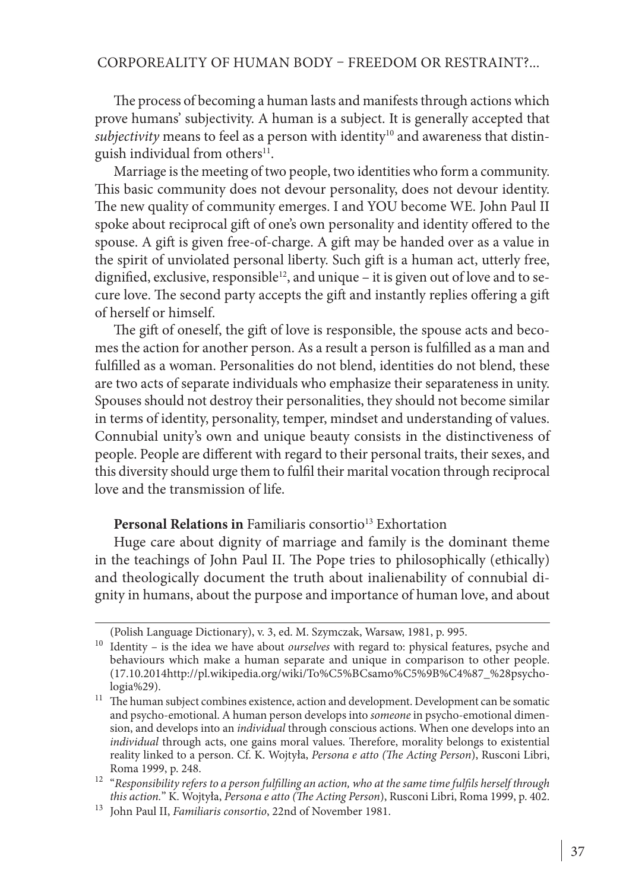The process of becoming a human lasts and manifests through actions which prove humans' subjectivity. A human is a subject. It is generally accepted that *subjectivity* means to feel as a person with identity[10] and awareness that distinguish individual from others[11].

Marriage is the meeting of two people, two identities who form a community. This basic community does not devour personality, does not devour identity. The new quality of community emerges. I and YOU become WE. John Paul II spoke about reciprocal gift of one's own personality and identity offered to the spouse. A gift is given free-of-charge. A gift may be handed over as a value in the spirit of unviolated personal liberty. Such gift is a human act, utterly free, dignified, exclusive, responsible[12], and unique – it is given out of love and to secure love. The second party accepts the gift and instantly replies offering a gift of herself or himself.

The gift of oneself, the gift of love is responsible, the spouse acts and becomes the action for another person. As a result a person is fulfilled as a man and fulfilled as a woman. Personalities do not blend, identities do not blend, these are two acts of separate individuals who emphasize their separateness in unity. Spouses should not destroy their personalities, they should not become similar in terms of identity, personality, temper, mindset and understanding of values. Connubial unity's own and unique beauty consists in the distinctiveness of people. People are different with regard to their personal traits, their sexes, and this diversity should urge them to fulfil their marital vocation through reciprocal love and the transmission of life.

**Personal Relations in** Familiaris consortio[13] Exhortation

Huge care about dignity of marriage and family is the dominant theme in the teachings of John Paul II. The Pope tries to philosophically (ethically) and theologically document the truth about inalienability of connubial dignity in humans, about the purpose and importance of human love, and about

---

(Polish Language Dictionary), v. 3, ed. M. Szymczak, Warsaw, 1981, p. 995.

[10] Identity – is the idea we have about *ourselves* with regard to: physical features, psyche and behaviours which make a human separate and unique in comparison to other people. (17.10.2014http://pl.wikipedia.org/wiki/To%C5%BCsamo%C5%9B%C4%87_%28psychologia%29).

[11] The human subject combines existence, action and development. Development can be somatic and psycho-emotional. A human person develops into *someone* in psycho-emotional dimension, and develops into an *individual* through conscious actions. When one develops into an *individual* through acts, one gains moral values. Therefore, morality belongs to existential reality linked to a person. Cf. K. Wojtyła, *Persona e atto (The Acting Person)*, Rusconi Libri, Roma 1999, p. 248.

[12] "*Responsibility refers to a person fulfilling an action, who at the same time fulfils herself through this action.*" K. Wojtyła, *Persona e atto (The Acting Person)*, Rusconi Libri, Roma 1999, p. 402.

[13] John Paul II, *Familiaris consortio*, 22nd of November 1981.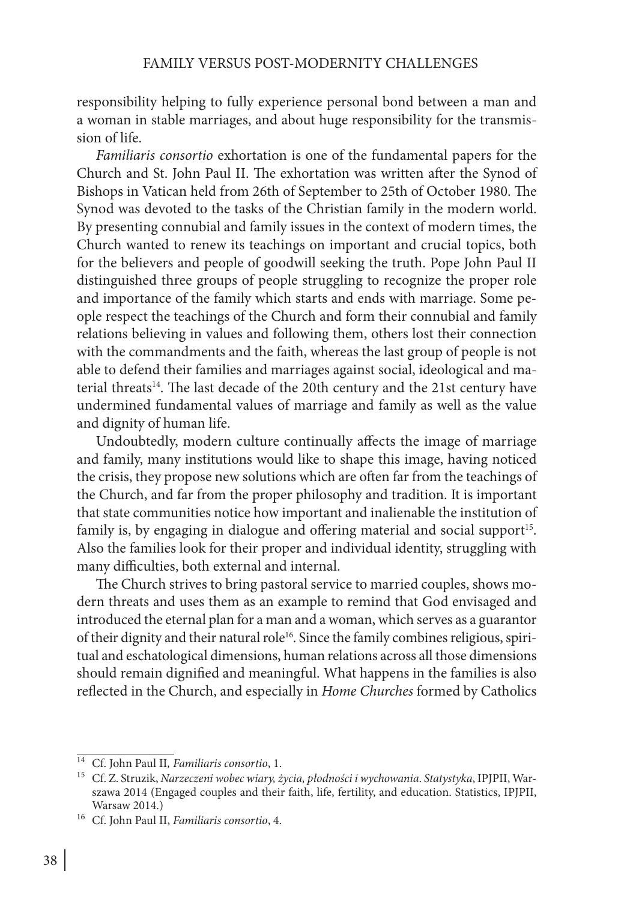responsibility helping to fully experience personal bond between a man and a woman in stable marriages, and about huge responsibility for the transmission of life.

*Familiaris consortio* exhortation is one of the fundamental papers for the Church and St. John Paul II. The exhortation was written after the Synod of Bishops in Vatican held from 26th of September to 25th of October 1980. The Synod was devoted to the tasks of the Christian family in the modern world. By presenting connubial and family issues in the context of modern times, the Church wanted to renew its teachings on important and crucial topics, both for the believers and people of goodwill seeking the truth. Pope John Paul II distinguished three groups of people struggling to recognize the proper role and importance of the family which starts and ends with marriage. Some people respect the teachings of the Church and form their connubial and family relations believing in values and following them, others lost their connection with the commandments and the faith, whereas the last group of people is not able to defend their families and marriages against social, ideological and material threats[14]. The last decade of the 20th century and the 21st century have undermined fundamental values of marriage and family as well as the value and dignity of human life.

Undoubtedly, modern culture continually affects the image of marriage and family, many institutions would like to shape this image, having noticed the crisis, they propose new solutions which are often far from the teachings of the Church, and far from the proper philosophy and tradition. It is important that state communities notice how important and inalienable the institution of family is, by engaging in dialogue and offering material and social support[15]. Also the families look for their proper and individual identity, struggling with many difficulties, both external and internal.

The Church strives to bring pastoral service to married couples, shows modern threats and uses them as an example to remind that God envisaged and introduced the eternal plan for a man and a woman, which serves as a guarantor of their dignity and their natural role[16]. Since the family combines religious, spiritual and eschatological dimensions, human relations across all those dimensions should remain dignified and meaningful. What happens in the families is also reflected in the Church, and especially in *Home Churches* formed by Catholics

---

[14] Cf. John Paul II, *Familiaris consortio*, 1.

[15] Cf. Z. Struzik, *Narzeczeni wobec wiary, życia, płodności i wychowania. Statystyka*, IPJPII, Warszawa 2014 (Engaged couples and their faith, life, fertility, and education. Statistics, IPJPII, Warsaw 2014.)

[16] Cf. John Paul II, *Familiaris consortio*, 4.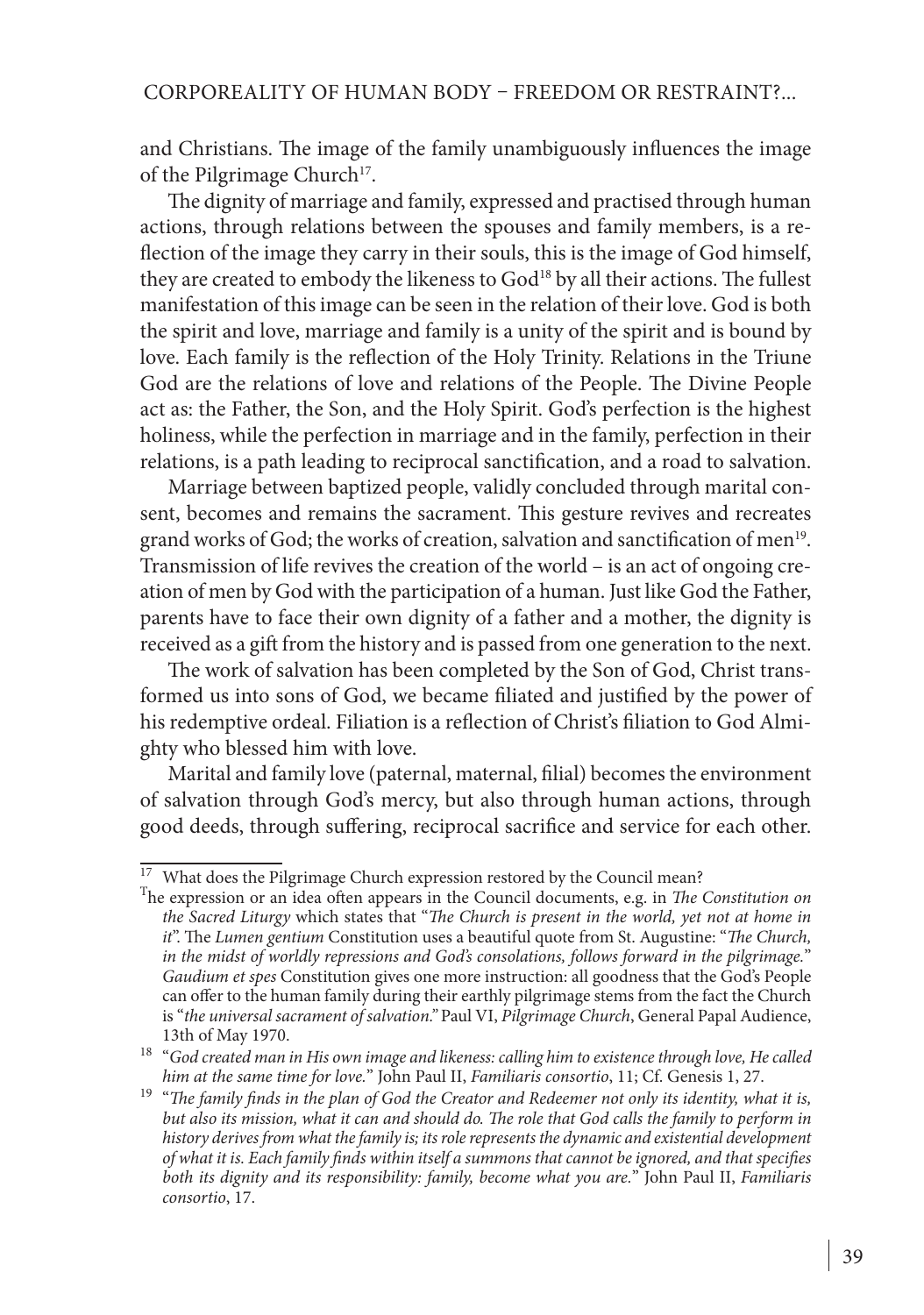and Christians. The image of the family unambiguously influences the image of the Pilgrimage Church[17].

The dignity of marriage and family, expressed and practised through human actions, through relations between the spouses and family members, is a reflection of the image they carry in their souls, this is the image of God himself, they are created to embody the likeness to God[18] by all their actions. The fullest manifestation of this image can be seen in the relation of their love. God is both the spirit and love, marriage and family is a unity of the spirit and is bound by love. Each family is the reflection of the Holy Trinity. Relations in the Triune God are the relations of love and relations of the People. The Divine People act as: the Father, the Son, and the Holy Spirit. God's perfection is the highest holiness, while the perfection in marriage and in the family, perfection in their relations, is a path leading to reciprocal sanctification, and a road to salvation.

Marriage between baptized people, validly concluded through marital consent, becomes and remains the sacrament. This gesture revives and recreates grand works of God; the works of creation, salvation and sanctification of men[19]. Transmission of life revives the creation of the world – is an act of ongoing creation of men by God with the participation of a human. Just like God the Father, parents have to face their own dignity of a father and a mother, the dignity is received as a gift from the history and is passed from one generation to the next.

The work of salvation has been completed by the Son of God, Christ transformed us into sons of God, we became filiated and justified by the power of his redemptive ordeal. Filiation is a reflection of Christ's filiation to God Almighty who blessed him with love.

Marital and family love (paternal, maternal, filial) becomes the environment of salvation through God's mercy, but also through human actions, through good deeds, through suffering, reciprocal sacrifice and service for each other.

---

[17] What does the Pilgrimage Church expression restored by the Council mean?
The expression or an idea often appears in the Council documents, e.g. in *The Constitution on the Sacred Liturgy* which states that "*The Church is present in the world, yet not at home in it*". The *Lumen gentium* Constitution uses a beautiful quote from St. Augustine: "*The Church, in the midst of worldly repressions and God's consolations, follows forward in the pilgrimage.*" *Gaudium et spes* Constitution gives one more instruction: all goodness that the God's People can offer to the human family during their earthly pilgrimage stems from the fact the Church is "*the universal sacrament of salvation.*" Paul VI, *Pilgrimage Church*, General Papal Audience, 13th of May 1970.

[18] "*God created man in His own image and likeness: calling him to existence through love, He called him at the same time for love.*" John Paul II, *Familiaris consortio*, 11; Cf. Genesis 1, 27.

[19] "*The family finds in the plan of God the Creator and Redeemer not only its identity, what it is, but also its mission, what it can and should do. The role that God calls the family to perform in history derives from what the family is; its role represents the dynamic and existential development of what it is. Each family finds within itself a summons that cannot be ignored, and that specifies both its dignity and its responsibility: family, become what you are.*" John Paul II, *Familiaris consortio*, 17.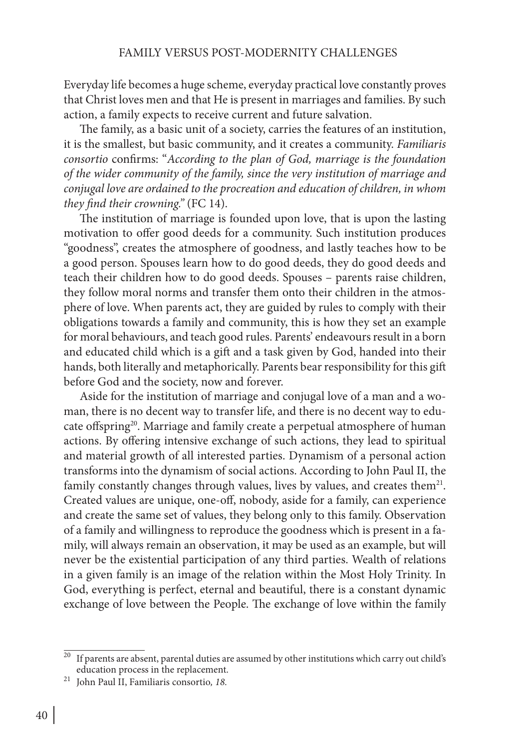Everyday life becomes a huge scheme, everyday practical love constantly proves that Christ loves men and that He is present in marriages and families. By such action, a family expects to receive current and future salvation.

The family, as a basic unit of a society, carries the features of an institution, it is the smallest, but basic community, and it creates a community. *Familiaris consortio* confirms: "*According to the plan of God, marriage is the foundation of the wider community of the family, since the very institution of marriage and conjugal love are ordained to the procreation and education of children, in whom they find their crowning.*" (FC 14).

The institution of marriage is founded upon love, that is upon the lasting motivation to offer good deeds for a community. Such institution produces "goodness", creates the atmosphere of goodness, and lastly teaches how to be a good person. Spouses learn how to do good deeds, they do good deeds and teach their children how to do good deeds. Spouses – parents raise children, they follow moral norms and transfer them onto their children in the atmosphere of love. When parents act, they are guided by rules to comply with their obligations towards a family and community, this is how they set an example for moral behaviours, and teach good rules. Parents' endeavours result in a born and educated child which is a gift and a task given by God, handed into their hands, both literally and metaphorically. Parents bear responsibility for this gift before God and the society, now and forever.

Aside for the institution of marriage and conjugal love of a man and a woman, there is no decent way to transfer life, and there is no decent way to educate offspring[20]. Marriage and family create a perpetual atmosphere of human actions. By offering intensive exchange of such actions, they lead to spiritual and material growth of all interested parties. Dynamism of a personal action transforms into the dynamism of social actions. According to John Paul II, the family constantly changes through values, lives by values, and creates them[21]. Created values are unique, one-off, nobody, aside for a family, can experience and create the same set of values, they belong only to this family. Observation of a family and willingness to reproduce the goodness which is present in a family, will always remain an observation, it may be used as an example, but will never be the existential participation of any third parties. Wealth of relations in a given family is an image of the relation within the Most Holy Trinity. In God, everything is perfect, eternal and beautiful, there is a constant dynamic exchange of love between the People. The exchange of love within the family

---

[20] If parents are absent, parental duties are assumed by other institutions which carry out child's education process in the replacement.

[21] John Paul II, Familiaris consortio*, 18.*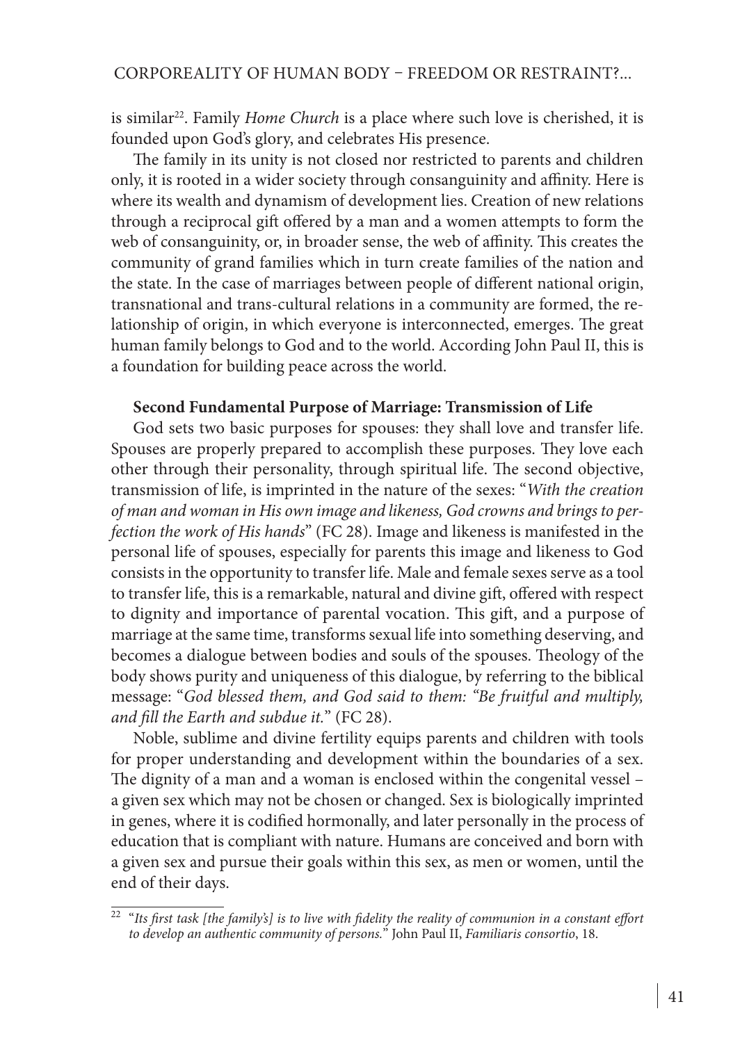is similar[22]. Family *Home Church* is a place where such love is cherished, it is founded upon God's glory, and celebrates His presence.

The family in its unity is not closed nor restricted to parents and children only, it is rooted in a wider society through consanguinity and affinity. Here is where its wealth and dynamism of development lies. Creation of new relations through a reciprocal gift offered by a man and a women attempts to form the web of consanguinity, or, in broader sense, the web of affinity. This creates the community of grand families which in turn create families of the nation and the state. In the case of marriages between people of different national origin, transnational and trans-cultural relations in a community are formed, the relationship of origin, in which everyone is interconnected, emerges. The great human family belongs to God and to the world. According John Paul II, this is a foundation for building peace across the world.

**Second Fundamental Purpose of Marriage: Transmission of Life**

God sets two basic purposes for spouses: they shall love and transfer life. Spouses are properly prepared to accomplish these purposes. They love each other through their personality, through spiritual life. The second objective, transmission of life, is imprinted in the nature of the sexes: "*With the creation of man and woman in His own image and likeness, God crowns and brings to perfection the work of His hands*" (FC 28). Image and likeness is manifested in the personal life of spouses, especially for parents this image and likeness to God consists in the opportunity to transfer life. Male and female sexes serve as a tool to transfer life, this is a remarkable, natural and divine gift, offered with respect to dignity and importance of parental vocation. This gift, and a purpose of marriage at the same time, transforms sexual life into something deserving, and becomes a dialogue between bodies and souls of the spouses. Theology of the body shows purity and uniqueness of this dialogue, by referring to the biblical message: "*God blessed them, and God said to them: "Be fruitful and multiply, and fill the Earth and subdue it.*" (FC 28).

Noble, sublime and divine fertility equips parents and children with tools for proper understanding and development within the boundaries of a sex. The dignity of a man and a woman is enclosed within the congenital vessel – a given sex which may not be chosen or changed. Sex is biologically imprinted in genes, where it is codified hormonally, and later personally in the process of education that is compliant with nature. Humans are conceived and born with a given sex and pursue their goals within this sex, as men or women, until the end of their days.

---

[22] "*Its first task [the family's] is to live with fidelity the reality of communion in a constant effort to develop an authentic community of persons.*" John Paul II, *Familiaris consortio*, 18.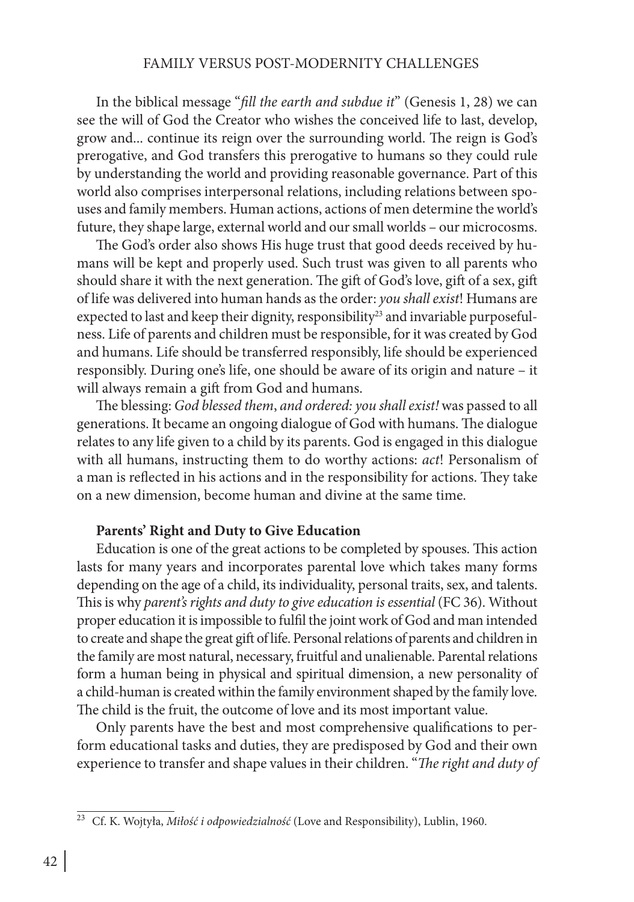In the biblical message "*fill the earth and subdue it*" (Genesis 1, 28) we can see the will of God the Creator who wishes the conceived life to last, develop, grow and... continue its reign over the surrounding world. The reign is God's prerogative, and God transfers this prerogative to humans so they could rule by understanding the world and providing reasonable governance. Part of this world also comprises interpersonal relations, including relations between spouses and family members. Human actions, actions of men determine the world's future, they shape large, external world and our small worlds – our microcosms.

The God's order also shows His huge trust that good deeds received by humans will be kept and properly used. Such trust was given to all parents who should share it with the next generation. The gift of God's love, gift of a sex, gift of life was delivered into human hands as the order: *you shall exist*! Humans are expected to last and keep their dignity, responsibility[23] and invariable purposefulness. Life of parents and children must be responsible, for it was created by God and humans. Life should be transferred responsibly, life should be experienced responsibly. During one's life, one should be aware of its origin and nature – it will always remain a gift from God and humans.

The blessing: *God blessed them*, *and ordered: you shall exist!* was passed to all generations. It became an ongoing dialogue of God with humans. The dialogue relates to any life given to a child by its parents. God is engaged in this dialogue with all humans, instructing them to do worthy actions: *act*! Personalism of a man is reflected in his actions and in the responsibility for actions. They take on a new dimension, become human and divine at the same time.

**Parents' Right and Duty to Give Education**

Education is one of the great actions to be completed by spouses. This action lasts for many years and incorporates parental love which takes many forms depending on the age of a child, its individuality, personal traits, sex, and talents. This is why *parent's rights and duty to give education is essential* (FC 36). Without proper education it is impossible to fulfil the joint work of God and man intended to create and shape the great gift of life. Personal relations of parents and children in the family are most natural, necessary, fruitful and unalienable. Parental relations form a human being in physical and spiritual dimension, a new personality of a child-human is created within the family environment shaped by the family love. The child is the fruit, the outcome of love and its most important value.

Only parents have the best and most comprehensive qualifications to perform educational tasks and duties, they are predisposed by God and their own experience to transfer and shape values in their children. "*The right and duty of*

---

[23] Cf. K. Wojtyła, *Miłość i odpowiedzialność* (Love and Responsibility), Lublin, 1960.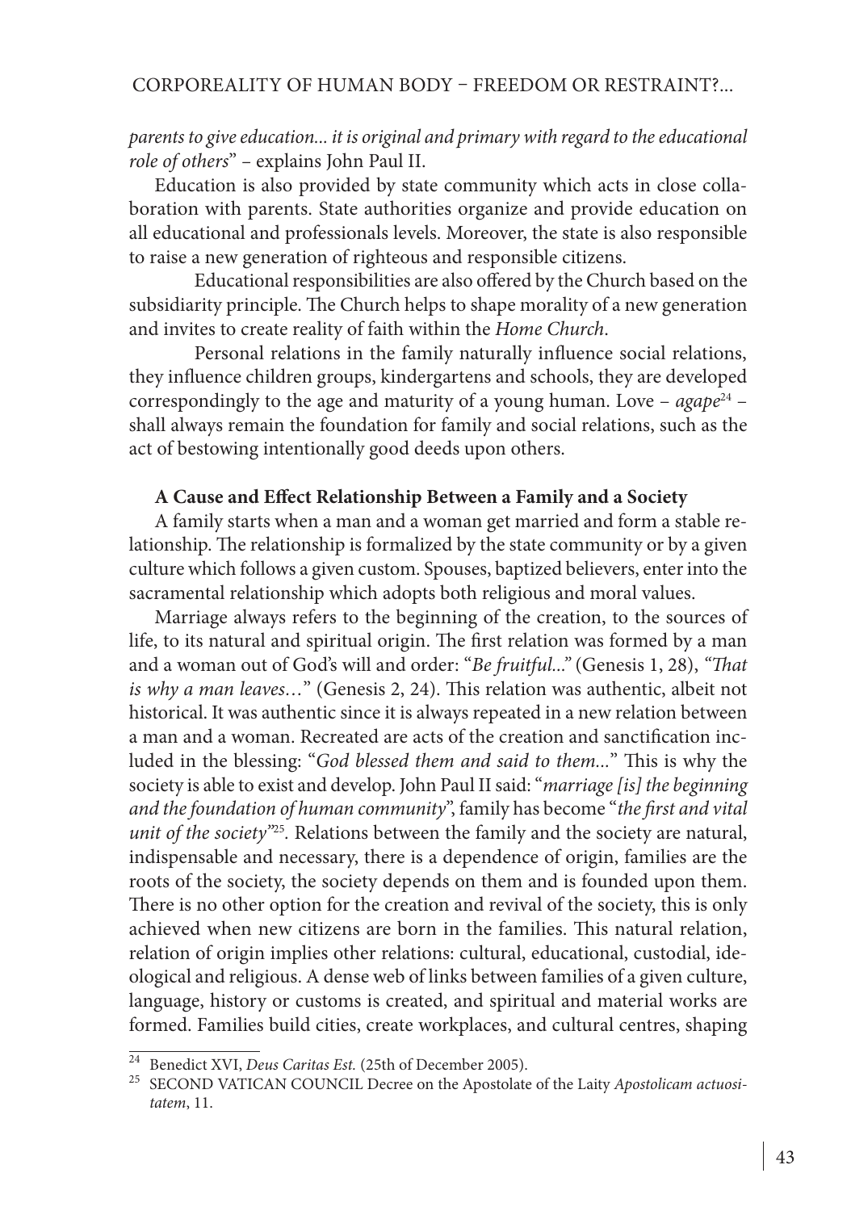*parents to give education... it is original and primary with regard to the educational role of others*" – explains John Paul II.

Education is also provided by state community which acts in close collaboration with parents. State authorities organize and provide education on all educational and professionals levels. Moreover, the state is also responsible to raise a new generation of righteous and responsible citizens.

Educational responsibilities are also offered by the Church based on the subsidiarity principle. The Church helps to shape morality of a new generation and invites to create reality of faith within the *Home Church*.

Personal relations in the family naturally influence social relations, they influence children groups, kindergartens and schools, they are developed correspondingly to the age and maturity of a young human. Love – *agape*[24] – shall always remain the foundation for family and social relations, such as the act of bestowing intentionally good deeds upon others.

**A Cause and Effect Relationship Between a Family and a Society**

A family starts when a man and a woman get married and form a stable relationship. The relationship is formalized by the state community or by a given culture which follows a given custom. Spouses, baptized believers, enter into the sacramental relationship which adopts both religious and moral values.

Marriage always refers to the beginning of the creation, to the sources of life, to its natural and spiritual origin. The first relation was formed by a man and a woman out of God's will and order: "*Be fruitful...*" (Genesis 1, 28), "*That is why a man leaves…*" (Genesis 2, 24). This relation was authentic, albeit not historical. It was authentic since it is always repeated in a new relation between a man and a woman. Recreated are acts of the creation and sanctification included in the blessing: "*God blessed them and said to them...*" This is why the society is able to exist and develop. John Paul II said: "*marriage [is] the beginning and the foundation of human community*", family has become "*the first and vital unit of the society*"[25]. Relations between the family and the society are natural, indispensable and necessary, there is a dependence of origin, families are the roots of the society, the society depends on them and is founded upon them. There is no other option for the creation and revival of the society, this is only achieved when new citizens are born in the families. This natural relation, relation of origin implies other relations: cultural, educational, custodial, ideological and religious. A dense web of links between families of a given culture, language, history or customs is created, and spiritual and material works are formed. Families build cities, create workplaces, and cultural centres, shaping

---

[24] Benedict XVI, *Deus Caritas Est.* (25th of December 2005).

[25] SECOND VATICAN COUNCIL Decree on the Apostolate of the Laity *Apostolicam actuositatem*, 11.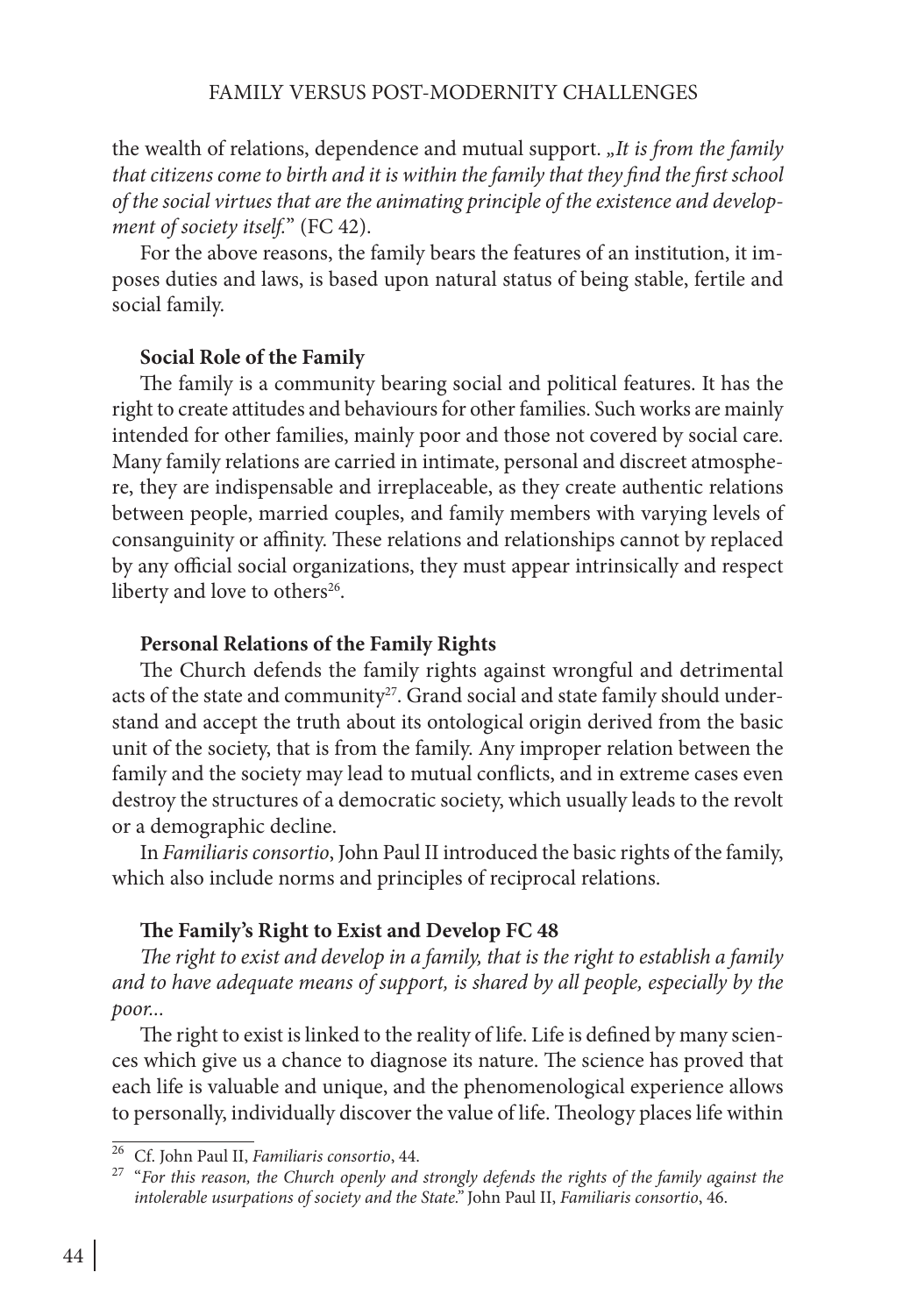the wealth of relations, dependence and mutual support. *„It is from the family that citizens come to birth and it is within the family that they find the first school of the social virtues that are the animating principle of the existence and development of society itself.*" (FC 42).

For the above reasons, the family bears the features of an institution, it imposes duties and laws, is based upon natural status of being stable, fertile and social family.

### Social Role of the Family

The family is a community bearing social and political features. It has the right to create attitudes and behaviours for other families. Such works are mainly intended for other families, mainly poor and those not covered by social care. Many family relations are carried in intimate, personal and discreet atmosphere, they are indispensable and irreplaceable, as they create authentic relations between people, married couples, and family members with varying levels of consanguinity or affinity. These relations and relationships cannot by replaced by any official social organizations, they must appear intrinsically and respect liberty and love to others[26].

### Personal Relations of the Family Rights

The Church defends the family rights against wrongful and detrimental acts of the state and community[27]. Grand social and state family should understand and accept the truth about its ontological origin derived from the basic unit of the society, that is from the family. Any improper relation between the family and the society may lead to mutual conflicts, and in extreme cases even destroy the structures of a democratic society, which usually leads to the revolt or a demographic decline.

In *Familiaris consortio*, John Paul II introduced the basic rights of the family, which also include norms and principles of reciprocal relations.

### The Family's Right to Exist and Develop FC 48

*The right to exist and develop in a family, that is the right to establish a family and to have adequate means of support, is shared by all people, especially by the poor...*

The right to exist is linked to the reality of life. Life is defined by many sciences which give us a chance to diagnose its nature. The science has proved that each life is valuable and unique, and the phenomenological experience allows to personally, individually discover the value of life. Theology places life within

---

[26] Cf. John Paul II, *Familiaris consortio*, 44.

[27] "*For this reason, the Church openly and strongly defends the rights of the family against the intolerable usurpations of society and the State.*" John Paul II, *Familiaris consortio*, 46.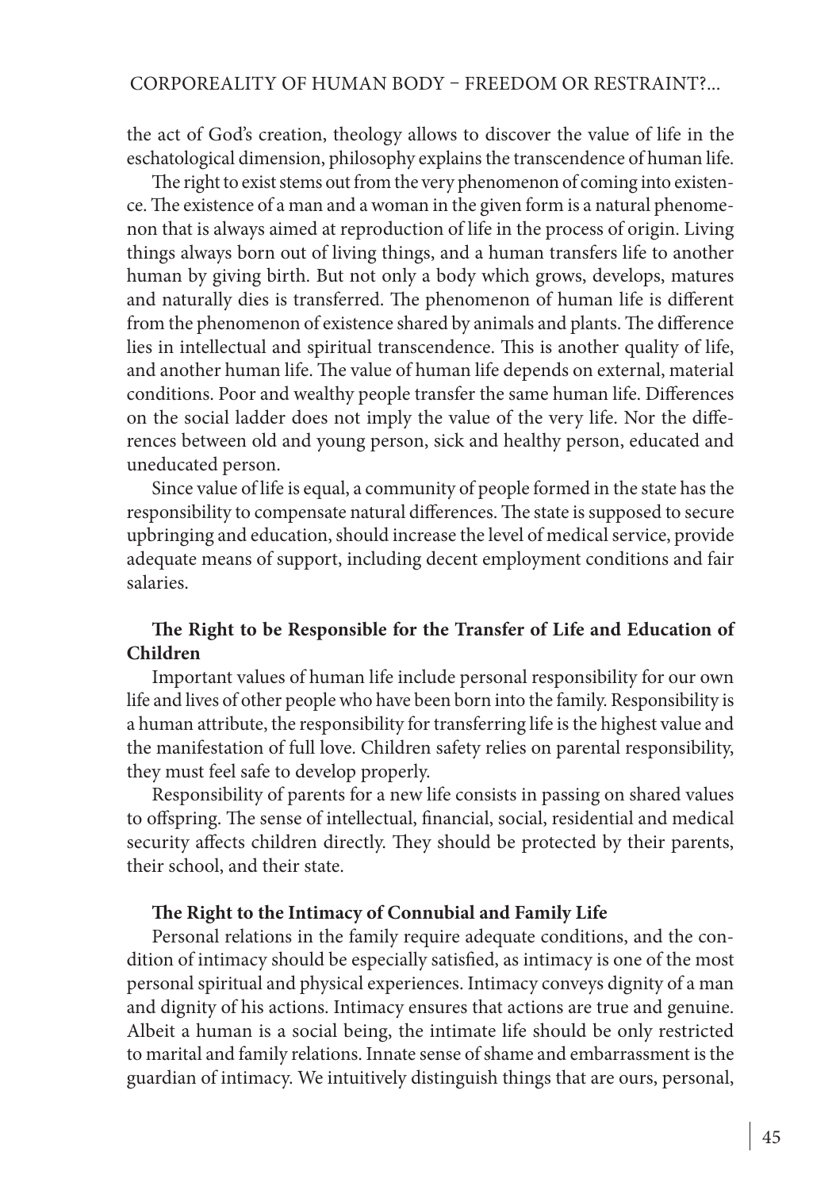the act of God's creation, theology allows to discover the value of life in the eschatological dimension, philosophy explains the transcendence of human life.

The right to exist stems out from the very phenomenon of coming into existence. The existence of a man and a woman in the given form is a natural phenomenon that is always aimed at reproduction of life in the process of origin. Living things always born out of living things, and a human transfers life to another human by giving birth. But not only a body which grows, develops, matures and naturally dies is transferred. The phenomenon of human life is different from the phenomenon of existence shared by animals and plants. The difference lies in intellectual and spiritual transcendence. This is another quality of life, and another human life. The value of human life depends on external, material conditions. Poor and wealthy people transfer the same human life. Differences on the social ladder does not imply the value of the very life. Nor the differences between old and young person, sick and healthy person, educated and uneducated person.

Since value of life is equal, a community of people formed in the state has the responsibility to compensate natural differences. The state is supposed to secure upbringing and education, should increase the level of medical service, provide adequate means of support, including decent employment conditions and fair salaries.

**The Right to be Responsible for the Transfer of Life and Education of Children**

Important values of human life include personal responsibility for our own life and lives of other people who have been born into the family. Responsibility is a human attribute, the responsibility for transferring life is the highest value and the manifestation of full love. Children safety relies on parental responsibility, they must feel safe to develop properly.

Responsibility of parents for a new life consists in passing on shared values to offspring. The sense of intellectual, financial, social, residential and medical security affects children directly. They should be protected by their parents, their school, and their state.

**The Right to the Intimacy of Connubial and Family Life**

Personal relations in the family require adequate conditions, and the condition of intimacy should be especially satisfied, as intimacy is one of the most personal spiritual and physical experiences. Intimacy conveys dignity of a man and dignity of his actions. Intimacy ensures that actions are true and genuine. Albeit a human is a social being, the intimate life should be only restricted to marital and family relations. Innate sense of shame and embarrassment is the guardian of intimacy. We intuitively distinguish things that are ours, personal,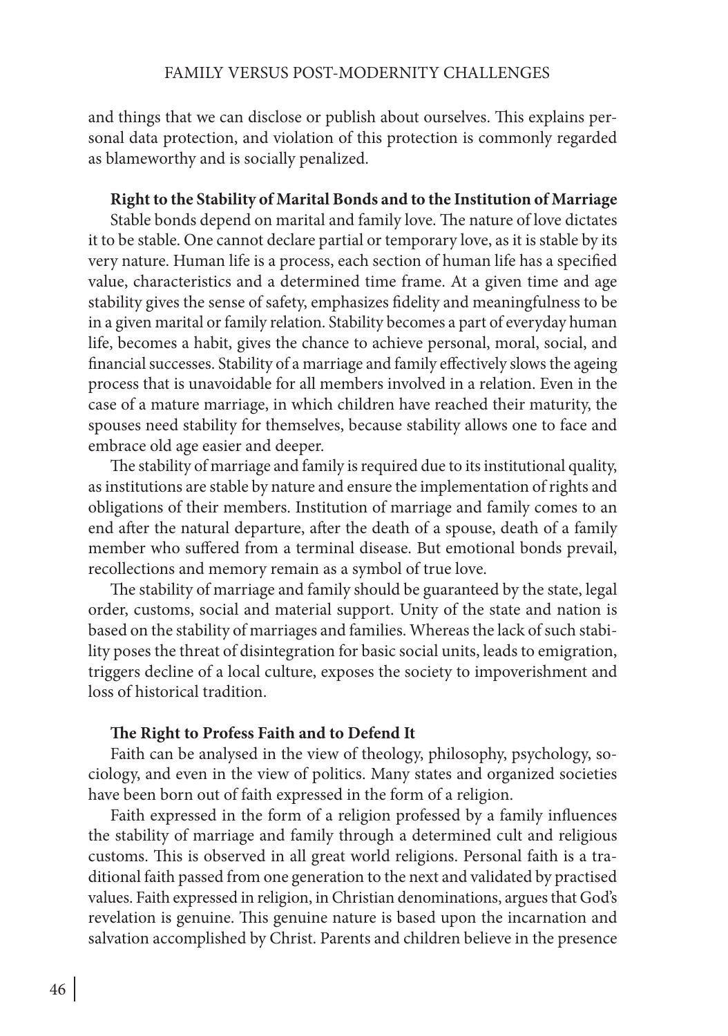and things that we can disclose or publish about ourselves. This explains personal data protection, and violation of this protection is commonly regarded as blameworthy and is socially penalized.

**Right to the Stability of Marital Bonds and to the Institution of Marriage**

Stable bonds depend on marital and family love. The nature of love dictates it to be stable. One cannot declare partial or temporary love, as it is stable by its very nature. Human life is a process, each section of human life has a specified value, characteristics and a determined time frame. At a given time and age stability gives the sense of safety, emphasizes fidelity and meaningfulness to be in a given marital or family relation. Stability becomes a part of everyday human life, becomes a habit, gives the chance to achieve personal, moral, social, and financial successes. Stability of a marriage and family effectively slows the ageing process that is unavoidable for all members involved in a relation. Even in the case of a mature marriage, in which children have reached their maturity, the spouses need stability for themselves, because stability allows one to face and embrace old age easier and deeper.

The stability of marriage and family is required due to its institutional quality, as institutions are stable by nature and ensure the implementation of rights and obligations of their members. Institution of marriage and family comes to an end after the natural departure, after the death of a spouse, death of a family member who suffered from a terminal disease. But emotional bonds prevail, recollections and memory remain as a symbol of true love.

The stability of marriage and family should be guaranteed by the state, legal order, customs, social and material support. Unity of the state and nation is based on the stability of marriages and families. Whereas the lack of such stability poses the threat of disintegration for basic social units, leads to emigration, triggers decline of a local culture, exposes the society to impoverishment and loss of historical tradition.

**The Right to Profess Faith and to Defend It**

Faith can be analysed in the view of theology, philosophy, psychology, sociology, and even in the view of politics. Many states and organized societies have been born out of faith expressed in the form of a religion.

Faith expressed in the form of a religion professed by a family influences the stability of marriage and family through a determined cult and religious customs. This is observed in all great world religions. Personal faith is a traditional faith passed from one generation to the next and validated by practised values. Faith expressed in religion, in Christian denominations, argues that God's revelation is genuine. This genuine nature is based upon the incarnation and salvation accomplished by Christ. Parents and children believe in the presence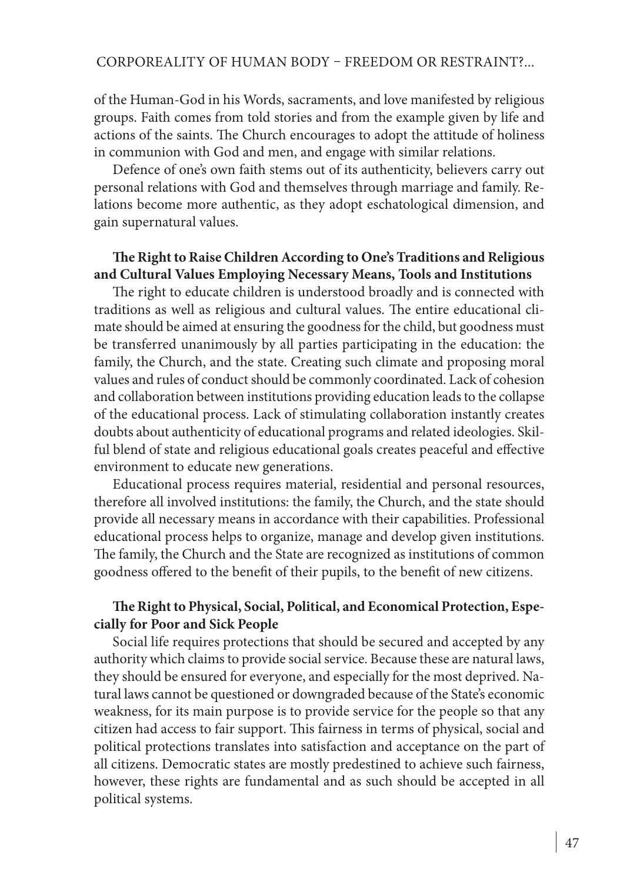of the Human-God in his Words, sacraments, and love manifested by religious groups. Faith comes from told stories and from the example given by life and actions of the saints. The Church encourages to adopt the attitude of holiness in communion with God and men, and engage with similar relations.

Defence of one's own faith stems out of its authenticity, believers carry out personal relations with God and themselves through marriage and family. Relations become more authentic, as they adopt eschatological dimension, and gain supernatural values.

**The Right to Raise Children According to One's Traditions and Religious and Cultural Values Employing Necessary Means, Tools and Institutions**

The right to educate children is understood broadly and is connected with traditions as well as religious and cultural values. The entire educational climate should be aimed at ensuring the goodness for the child, but goodness must be transferred unanimously by all parties participating in the education: the family, the Church, and the state. Creating such climate and proposing moral values and rules of conduct should be commonly coordinated. Lack of cohesion and collaboration between institutions providing education leads to the collapse of the educational process. Lack of stimulating collaboration instantly creates doubts about authenticity of educational programs and related ideologies. Skilful blend of state and religious educational goals creates peaceful and effective environment to educate new generations.

Educational process requires material, residential and personal resources, therefore all involved institutions: the family, the Church, and the state should provide all necessary means in accordance with their capabilities. Professional educational process helps to organize, manage and develop given institutions. The family, the Church and the State are recognized as institutions of common goodness offered to the benefit of their pupils, to the benefit of new citizens.

**The Right to Physical, Social, Political, and Economical Protection, Especially for Poor and Sick People**

Social life requires protections that should be secured and accepted by any authority which claims to provide social service. Because these are natural laws, they should be ensured for everyone, and especially for the most deprived. Natural laws cannot be questioned or downgraded because of the State's economic weakness, for its main purpose is to provide service for the people so that any citizen had access to fair support. This fairness in terms of physical, social and political protections translates into satisfaction and acceptance on the part of all citizens. Democratic states are mostly predestined to achieve such fairness, however, these rights are fundamental and as such should be accepted in all political systems.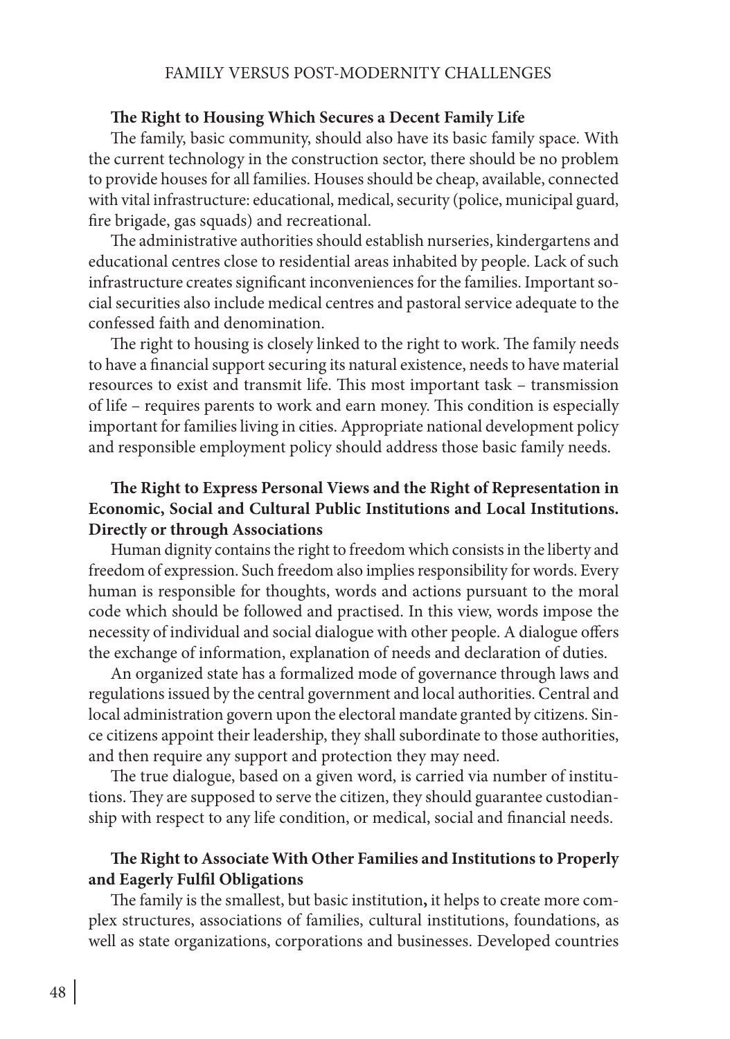**The Right to Housing Which Secures a Decent Family Life**

The family, basic community, should also have its basic family space. With the current technology in the construction sector, there should be no problem to provide houses for all families. Houses should be cheap, available, connected with vital infrastructure: educational, medical, security (police, municipal guard, fire brigade, gas squads) and recreational.

The administrative authorities should establish nurseries, kindergartens and educational centres close to residential areas inhabited by people. Lack of such infrastructure creates significant inconveniences for the families. Important social securities also include medical centres and pastoral service adequate to the confessed faith and denomination.

The right to housing is closely linked to the right to work. The family needs to have a financial support securing its natural existence, needs to have material resources to exist and transmit life. This most important task – transmission of life – requires parents to work and earn money. This condition is especially important for families living in cities. Appropriate national development policy and responsible employment policy should address those basic family needs.

**The Right to Express Personal Views and the Right of Representation in Economic, Social and Cultural Public Institutions and Local Institutions. Directly or through Associations**

Human dignity contains the right to freedom which consists in the liberty and freedom of expression. Such freedom also implies responsibility for words. Every human is responsible for thoughts, words and actions pursuant to the moral code which should be followed and practised. In this view, words impose the necessity of individual and social dialogue with other people. A dialogue offers the exchange of information, explanation of needs and declaration of duties.

An organized state has a formalized mode of governance through laws and regulations issued by the central government and local authorities. Central and local administration govern upon the electoral mandate granted by citizens. Since citizens appoint their leadership, they shall subordinate to those authorities, and then require any support and protection they may need.

The true dialogue, based on a given word, is carried via number of institutions. They are supposed to serve the citizen, they should guarantee custodianship with respect to any life condition, or medical, social and financial needs.

**The Right to Associate With Other Families and Institutions to Properly and Eagerly Fulfil Obligations**

The family is the smallest, but basic institution**,** it helps to create more complex structures, associations of families, cultural institutions, foundations, as well as state organizations, corporations and businesses. Developed countries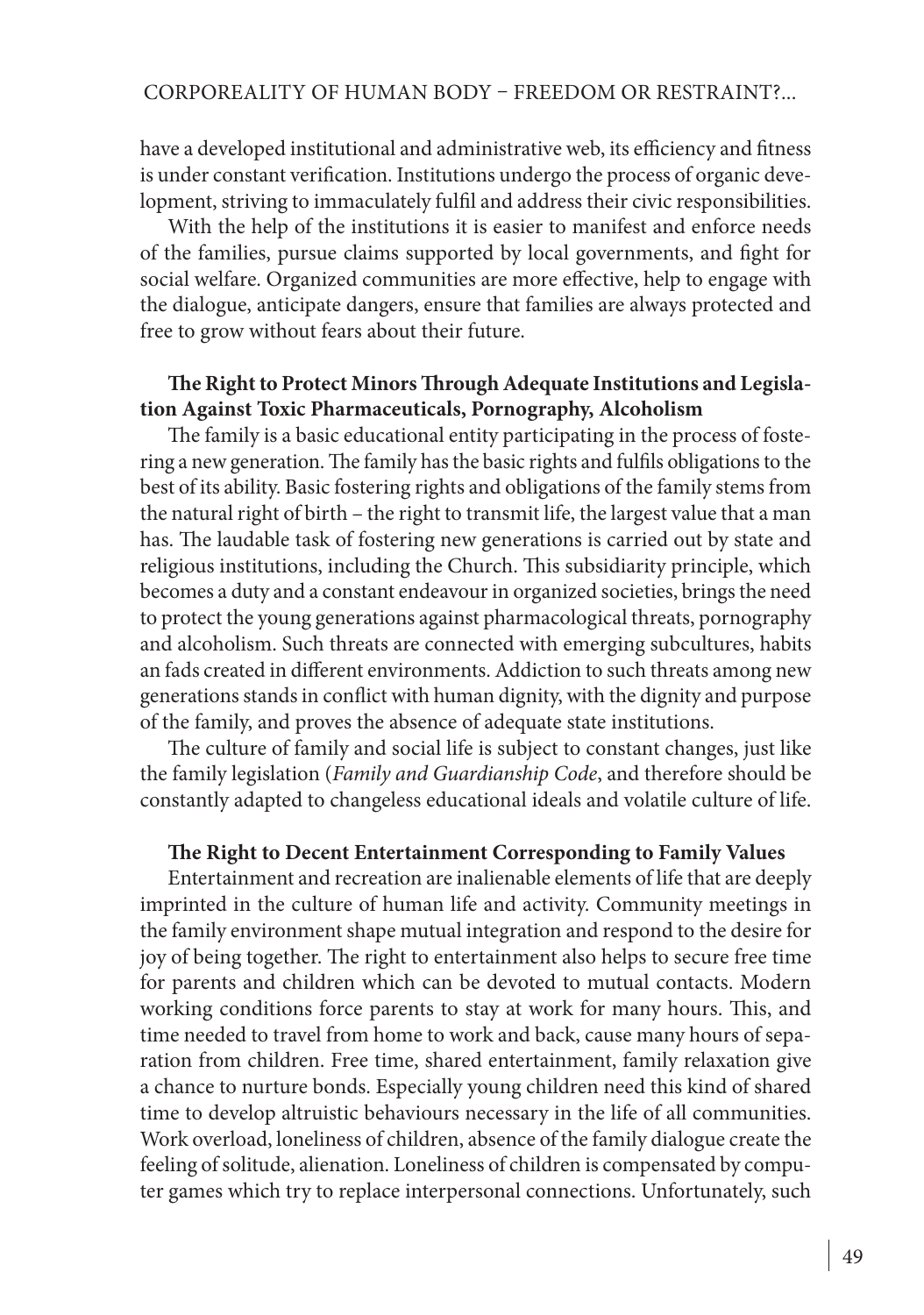have a developed institutional and administrative web, its efficiency and fitness is under constant verification. Institutions undergo the process of organic development, striving to immaculately fulfil and address their civic responsibilities.

With the help of the institutions it is easier to manifest and enforce needs of the families, pursue claims supported by local governments, and fight for social welfare. Organized communities are more effective, help to engage with the dialogue, anticipate dangers, ensure that families are always protected and free to grow without fears about their future.

**The Right to Protect Minors Through Adequate Institutions and Legislation Against Toxic Pharmaceuticals, Pornography, Alcoholism**

The family is a basic educational entity participating in the process of fostering a new generation. The family has the basic rights and fulfils obligations to the best of its ability. Basic fostering rights and obligations of the family stems from the natural right of birth – the right to transmit life, the largest value that a man has. The laudable task of fostering new generations is carried out by state and religious institutions, including the Church. This subsidiarity principle, which becomes a duty and a constant endeavour in organized societies, brings the need to protect the young generations against pharmacological threats, pornography and alcoholism. Such threats are connected with emerging subcultures, habits an fads created in different environments. Addiction to such threats among new generations stands in conflict with human dignity, with the dignity and purpose of the family, and proves the absence of adequate state institutions.

The culture of family and social life is subject to constant changes, just like the family legislation (*Family and Guardianship Code*, and therefore should be constantly adapted to changeless educational ideals and volatile culture of life.

**The Right to Decent Entertainment Corresponding to Family Values**

Entertainment and recreation are inalienable elements of life that are deeply imprinted in the culture of human life and activity. Community meetings in the family environment shape mutual integration and respond to the desire for joy of being together. The right to entertainment also helps to secure free time for parents and children which can be devoted to mutual contacts. Modern working conditions force parents to stay at work for many hours. This, and time needed to travel from home to work and back, cause many hours of separation from children. Free time, shared entertainment, family relaxation give a chance to nurture bonds. Especially young children need this kind of shared time to develop altruistic behaviours necessary in the life of all communities. Work overload, loneliness of children, absence of the family dialogue create the feeling of solitude, alienation. Loneliness of children is compensated by computer games which try to replace interpersonal connections. Unfortunately, such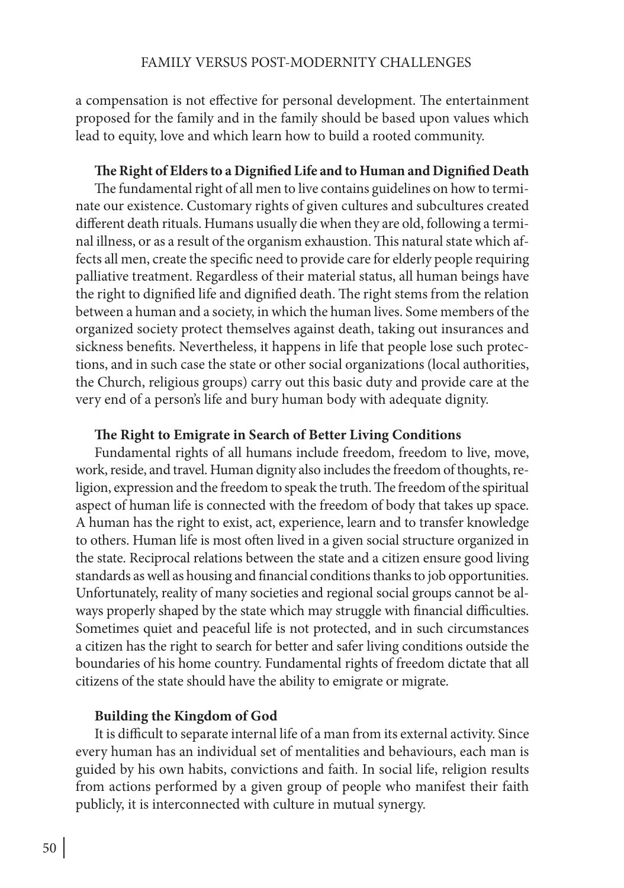a compensation is not effective for personal development. The entertainment proposed for the family and in the family should be based upon values which lead to equity, love and which learn how to build a rooted community.

**The Right of Elders to a Dignified Life and to Human and Dignified Death**

The fundamental right of all men to live contains guidelines on how to terminate our existence. Customary rights of given cultures and subcultures created different death rituals. Humans usually die when they are old, following a terminal illness, or as a result of the organism exhaustion. This natural state which affects all men, create the specific need to provide care for elderly people requiring palliative treatment. Regardless of their material status, all human beings have the right to dignified life and dignified death. The right stems from the relation between a human and a society, in which the human lives. Some members of the organized society protect themselves against death, taking out insurances and sickness benefits. Nevertheless, it happens in life that people lose such protections, and in such case the state or other social organizations (local authorities, the Church, religious groups) carry out this basic duty and provide care at the very end of a person's life and bury human body with adequate dignity.

**The Right to Emigrate in Search of Better Living Conditions**

Fundamental rights of all humans include freedom, freedom to live, move, work, reside, and travel. Human dignity also includes the freedom of thoughts, religion, expression and the freedom to speak the truth. The freedom of the spiritual aspect of human life is connected with the freedom of body that takes up space. A human has the right to exist, act, experience, learn and to transfer knowledge to others. Human life is most often lived in a given social structure organized in the state. Reciprocal relations between the state and a citizen ensure good living standards as well as housing and financial conditions thanks to job opportunities. Unfortunately, reality of many societies and regional social groups cannot be always properly shaped by the state which may struggle with financial difficulties. Sometimes quiet and peaceful life is not protected, and in such circumstances a citizen has the right to search for better and safer living conditions outside the boundaries of his home country. Fundamental rights of freedom dictate that all citizens of the state should have the ability to emigrate or migrate.

**Building the Kingdom of God**

It is difficult to separate internal life of a man from its external activity. Since every human has an individual set of mentalities and behaviours, each man is guided by his own habits, convictions and faith. In social life, religion results from actions performed by a given group of people who manifest their faith publicly, it is interconnected with culture in mutual synergy.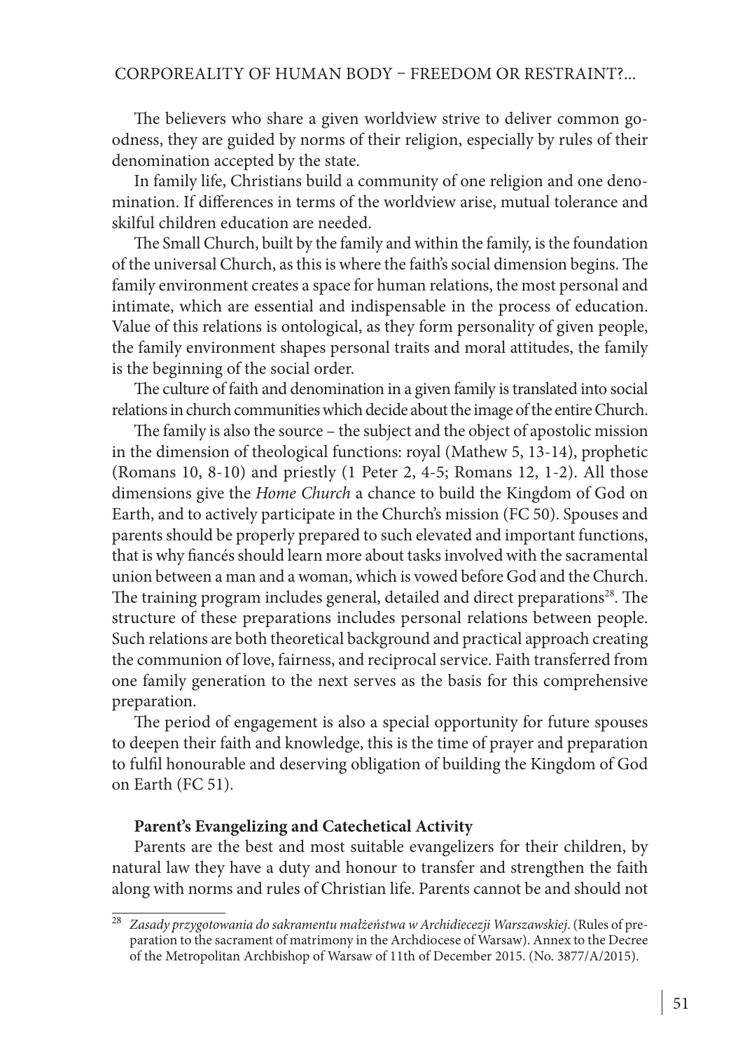The believers who share a given worldview strive to deliver common goodness, they are guided by norms of their religion, especially by rules of their denomination accepted by the state.

In family life, Christians build a community of one religion and one denomination. If differences in terms of the worldview arise, mutual tolerance and skilful children education are needed.

The Small Church, built by the family and within the family, is the foundation of the universal Church, as this is where the faith's social dimension begins. The family environment creates a space for human relations, the most personal and intimate, which are essential and indispensable in the process of education. Value of this relations is ontological, as they form personality of given people, the family environment shapes personal traits and moral attitudes, the family is the beginning of the social order.

The culture of faith and denomination in a given family is translated into social relations in church communities which decide about the image of the entire Church.

The family is also the source – the subject and the object of apostolic mission in the dimension of theological functions: royal (Mathew 5, 13-14), prophetic (Romans 10, 8-10) and priestly (1 Peter 2, 4-5; Romans 12, 1-2). All those dimensions give the *Home Church* a chance to build the Kingdom of God on Earth, and to actively participate in the Church's mission (FC 50). Spouses and parents should be properly prepared to such elevated and important functions, that is why fiancés should learn more about tasks involved with the sacramental union between a man and a woman, which is vowed before God and the Church. The training program includes general, detailed and direct preparations[28]. The structure of these preparations includes personal relations between people. Such relations are both theoretical background and practical approach creating the communion of love, fairness, and reciprocal service. Faith transferred from one family generation to the next serves as the basis for this comprehensive preparation.

The period of engagement is also a special opportunity for future spouses to deepen their faith and knowledge, this is the time of prayer and preparation to fulfil honourable and deserving obligation of building the Kingdom of God on Earth (FC 51).

**Parent's Evangelizing and Catechetical Activity**

Parents are the best and most suitable evangelizers for their children, by natural law they have a duty and honour to transfer and strengthen the faith along with norms and rules of Christian life. Parents cannot be and should not

[28] *Zasady przygotowania do sakramentu małżeństwa w Archidiecezji Warszawskiej*. (Rules of preparation to the sacrament of matrimony in the Archdiocese of Warsaw). Annex to the Decree of the Metropolitan Archbishop of Warsaw of 11th of December 2015. (No. 3877/A/2015).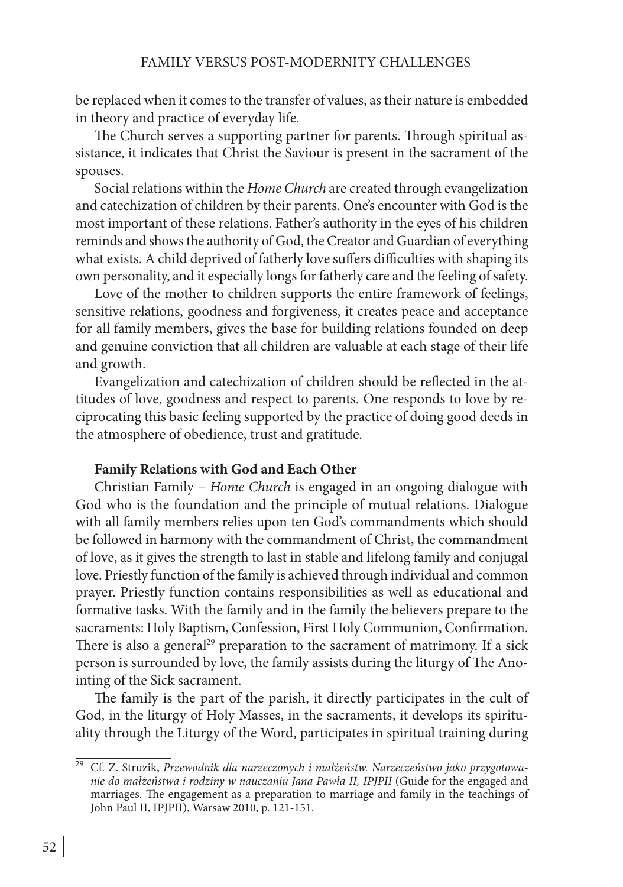be replaced when it comes to the transfer of values, as their nature is embedded in theory and practice of everyday life.

The Church serves a supporting partner for parents. Through spiritual assistance, it indicates that Christ the Saviour is present in the sacrament of the spouses.

Social relations within the *Home Church* are created through evangelization and catechization of children by their parents. One's encounter with God is the most important of these relations. Father's authority in the eyes of his children reminds and shows the authority of God, the Creator and Guardian of everything what exists. A child deprived of fatherly love suffers difficulties with shaping its own personality, and it especially longs for fatherly care and the feeling of safety.

Love of the mother to children supports the entire framework of feelings, sensitive relations, goodness and forgiveness, it creates peace and acceptance for all family members, gives the base for building relations founded on deep and genuine conviction that all children are valuable at each stage of their life and growth.

Evangelization and catechization of children should be reflected in the attitudes of love, goodness and respect to parents. One responds to love by reciprocating this basic feeling supported by the practice of doing good deeds in the atmosphere of obedience, trust and gratitude.

**Family Relations with God and Each Other**

Christian Family – *Home Church* is engaged in an ongoing dialogue with God who is the foundation and the principle of mutual relations. Dialogue with all family members relies upon ten God's commandments which should be followed in harmony with the commandment of Christ, the commandment of love, as it gives the strength to last in stable and lifelong family and conjugal love. Priestly function of the family is achieved through individual and common prayer. Priestly function contains responsibilities as well as educational and formative tasks. With the family and in the family the believers prepare to the sacraments: Holy Baptism, Confession, First Holy Communion, Confirmation. There is also a general[29] preparation to the sacrament of matrimony. If a sick person is surrounded by love, the family assists during the liturgy of The Anointing of the Sick sacrament.

The family is the part of the parish, it directly participates in the cult of God, in the liturgy of Holy Masses, in the sacraments, it develops its spirituality through the Liturgy of the Word, participates in spiritual training during

---

[29] Cf. Z. Struzik, *Przewodnik dla narzeczonych i małżeństw. Narzeczeństwo jako przygotowanie do małżeństwa i rodziny w nauczaniu Jana Pawła II, IPJPII* (Guide for the engaged and marriages. The engagement as a preparation to marriage and family in the teachings of John Paul II, IPJPII), Warsaw 2010, p. 121-151.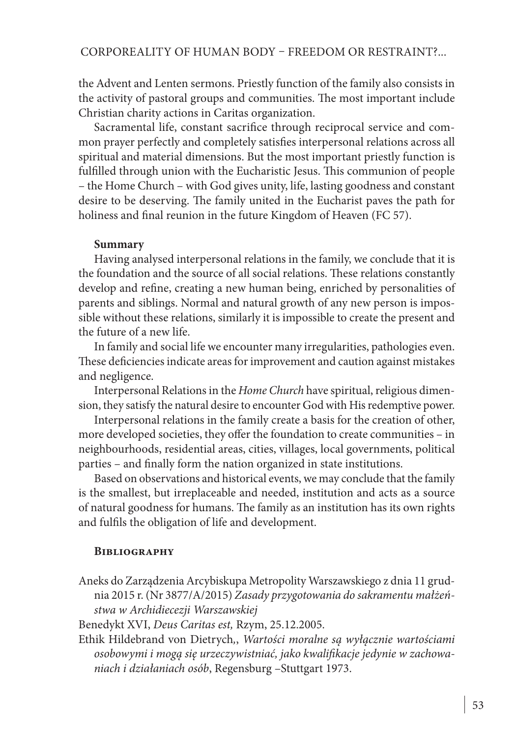the Advent and Lenten sermons. Priestly function of the family also consists in the activity of pastoral groups and communities. The most important include Christian charity actions in Caritas organization.

Sacramental life, constant sacrifice through reciprocal service and common prayer perfectly and completely satisfies interpersonal relations across all spiritual and material dimensions. But the most important priestly function is fulfilled through union with the Eucharistic Jesus. This communion of people – the Home Church – with God gives unity, life, lasting goodness and constant desire to be deserving. The family united in the Eucharist paves the path for holiness and final reunion in the future Kingdom of Heaven (FC 57).

**Summary**

Having analysed interpersonal relations in the family, we conclude that it is the foundation and the source of all social relations. These relations constantly develop and refine, creating a new human being, enriched by personalities of parents and siblings. Normal and natural growth of any new person is impossible without these relations, similarly it is impossible to create the present and the future of a new life.

In family and social life we encounter many irregularities, pathologies even. These deficiencies indicate areas for improvement and caution against mistakes and negligence.

Interpersonal Relations in the *Home Church* have spiritual, religious dimension, they satisfy the natural desire to encounter God with His redemptive power.

Interpersonal relations in the family create a basis for the creation of other, more developed societies, they offer the foundation to create communities – in neighbourhoods, residential areas, cities, villages, local governments, political parties – and finally form the nation organized in state institutions.

Based on observations and historical events, we may conclude that the family is the smallest, but irreplaceable and needed, institution and acts as a source of natural goodness for humans. The family as an institution has its own rights and fulfils the obligation of life and development.

## Bibliography

Aneks do Zarządzenia Arcybiskupa Metropolity Warszawskiego z dnia 11 grudnia 2015 r. (Nr 3877/A/2015) *Zasady przygotowania do sakramentu małżeństwa w Archidiecezji Warszawskiej*

Benedykt XVI, *Deus Caritas est,* Rzym, 25.12.2005.

Ethik Hildebrand von Dietrych,, *Wartości moralne są wyłącznie wartościami osobowymi i mogą się urzeczywistniać, jako kwalifikacje jedynie w zachowaniach i działaniach osób*, Regensburg –Stuttgart 1973.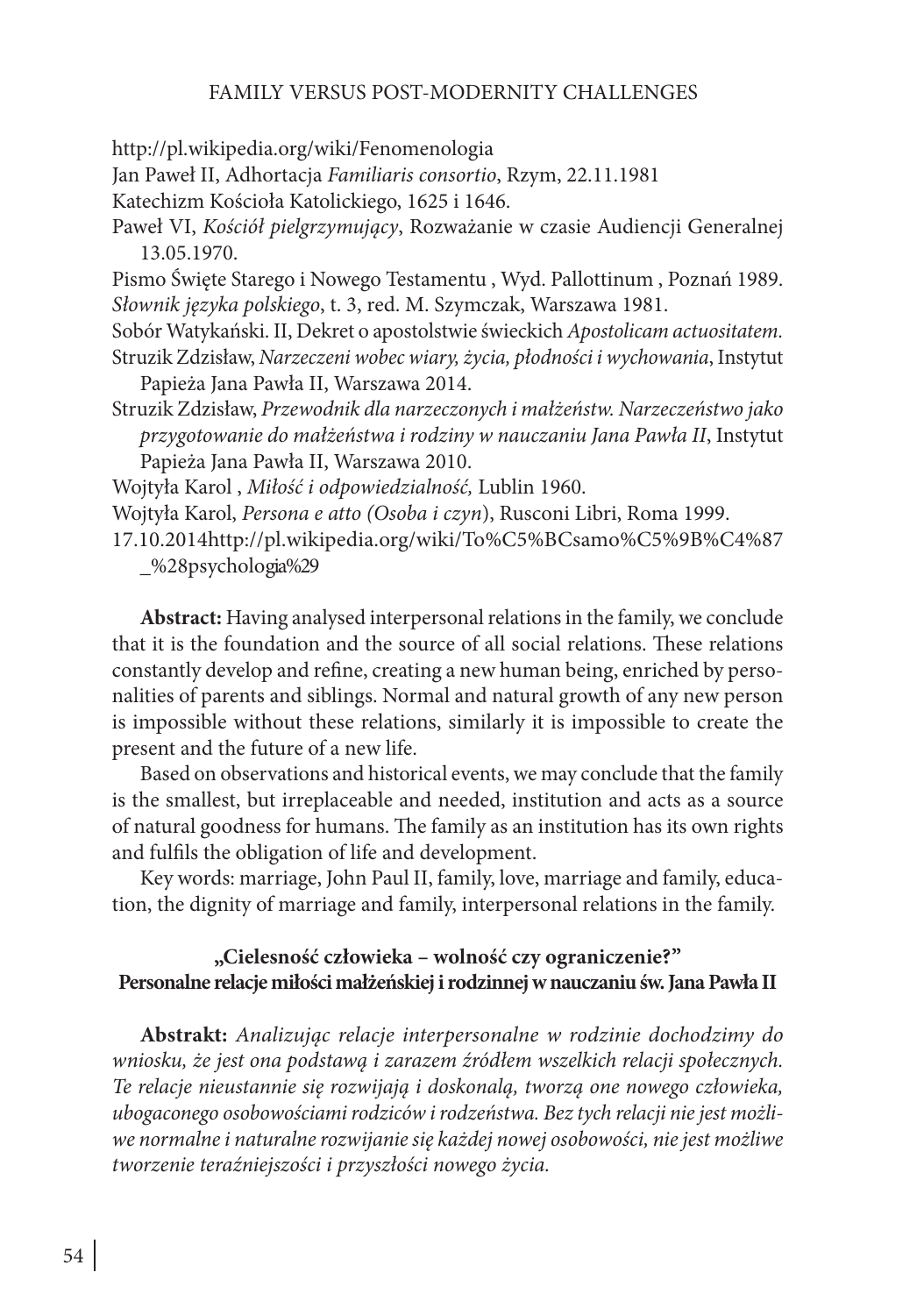http://pl.wikipedia.org/wiki/Fenomenologia

Jan Paweł II, Adhortacja *Familiaris consortio*, Rzym, 22.11.1981

Katechizm Kościoła Katolickiego, 1625 i 1646.

Paweł VI, *Kościół pielgrzymujący*, Rozważanie w czasie Audiencji Generalnej 13.05.1970.

Pismo Święte Starego i Nowego Testamentu , Wyd. Pallottinum , Poznań 1989.

*Słownik języka polskiego*, t. 3, red. M. Szymczak, Warszawa 1981.

Sobór Watykański. II, Dekret o apostolstwie świeckich *Apostolicam actuositatem.*

Struzik Zdzisław, *Narzeczeni wobec wiary, życia, płodności i wychowania*, Instytut Papieża Jana Pawła II, Warszawa 2014.

Struzik Zdzisław, *Przewodnik dla narzeczonych i małżeństw. Narzeczeństwo jako przygotowanie do małżeństwa i rodziny w nauczaniu Jana Pawła II*, Instytut Papieża Jana Pawła II, Warszawa 2010.

Wojtyła Karol , *Miłość i odpowiedzialność,* Lublin 1960.

Wojtyła Karol, *Persona e atto (Osoba i czyn)*, Rusconi Libri, Roma 1999.

17.10.2014http://pl.wikipedia.org/wiki/To%C5%BCsamo%C5%9B%C4%87_%28psychologia%29

**Abstract:** Having analysed interpersonal relations in the family, we conclude that it is the foundation and the source of all social relations. These relations constantly develop and refine, creating a new human being, enriched by personalities of parents and siblings. Normal and natural growth of any new person is impossible without these relations, similarly it is impossible to create the present and the future of a new life.

Based on observations and historical events, we may conclude that the family is the smallest, but irreplaceable and needed, institution and acts as a source of natural goodness for humans. The family as an institution has its own rights and fulfils the obligation of life and development.

Key words: marriage, John Paul II, family, love, marriage and family, education, the dignity of marriage and family, interpersonal relations in the family.

## „Cielesność człowieka – wolność czy ograniczenie?" Personalne relacje miłości małżeńskiej i rodzinnej w nauczaniu św. Jana Pawła II

**Abstrakt:** *Analizując relacje interpersonalne w rodzinie dochodzimy do wniosku, że jest ona podstawą i zarazem źródłem wszelkich relacji społecznych. Te relacje nieustannie się rozwijają i doskonalą, tworzą one nowego człowieka, ubogaconego osobowościami rodziców i rodzeństwa. Bez tych relacji nie jest możliwe normalne i naturalne rozwijanie się każdej nowej osobowości, nie jest możliwe tworzenie teraźniejszości i przyszłości nowego życia.*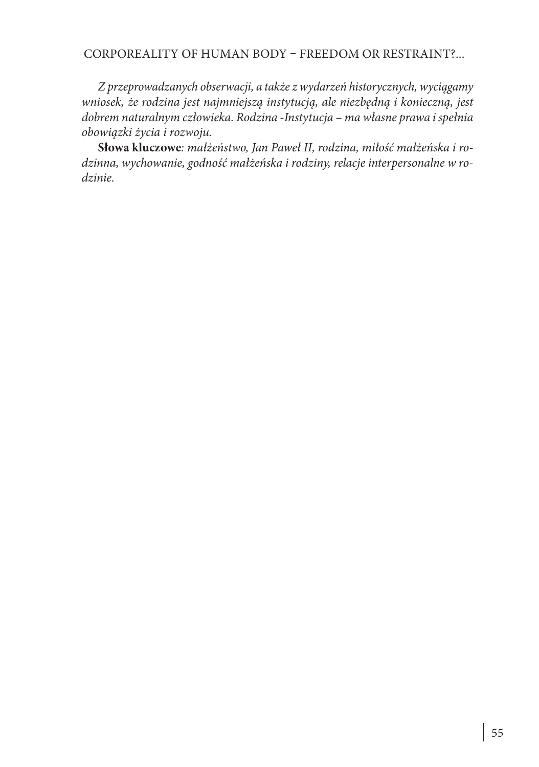*Z przeprowadzanych obserwacji, a także z wydarzeń historycznych, wyciągamy wniosek, że rodzina jest najmniejszą instytucją, ale niezbędną i konieczną, jest dobrem naturalnym człowieka. Rodzina -Instytucja – ma własne prawa i spełnia obowiązki życia i rozwoju.*

**Słowa kluczowe**: *małżeństwo, Jan Paweł II, rodzina, miłość małżeńska i rodzinna, wychowanie, godność małżeńska i rodziny, relacje interpersonalne w rodzinie.*